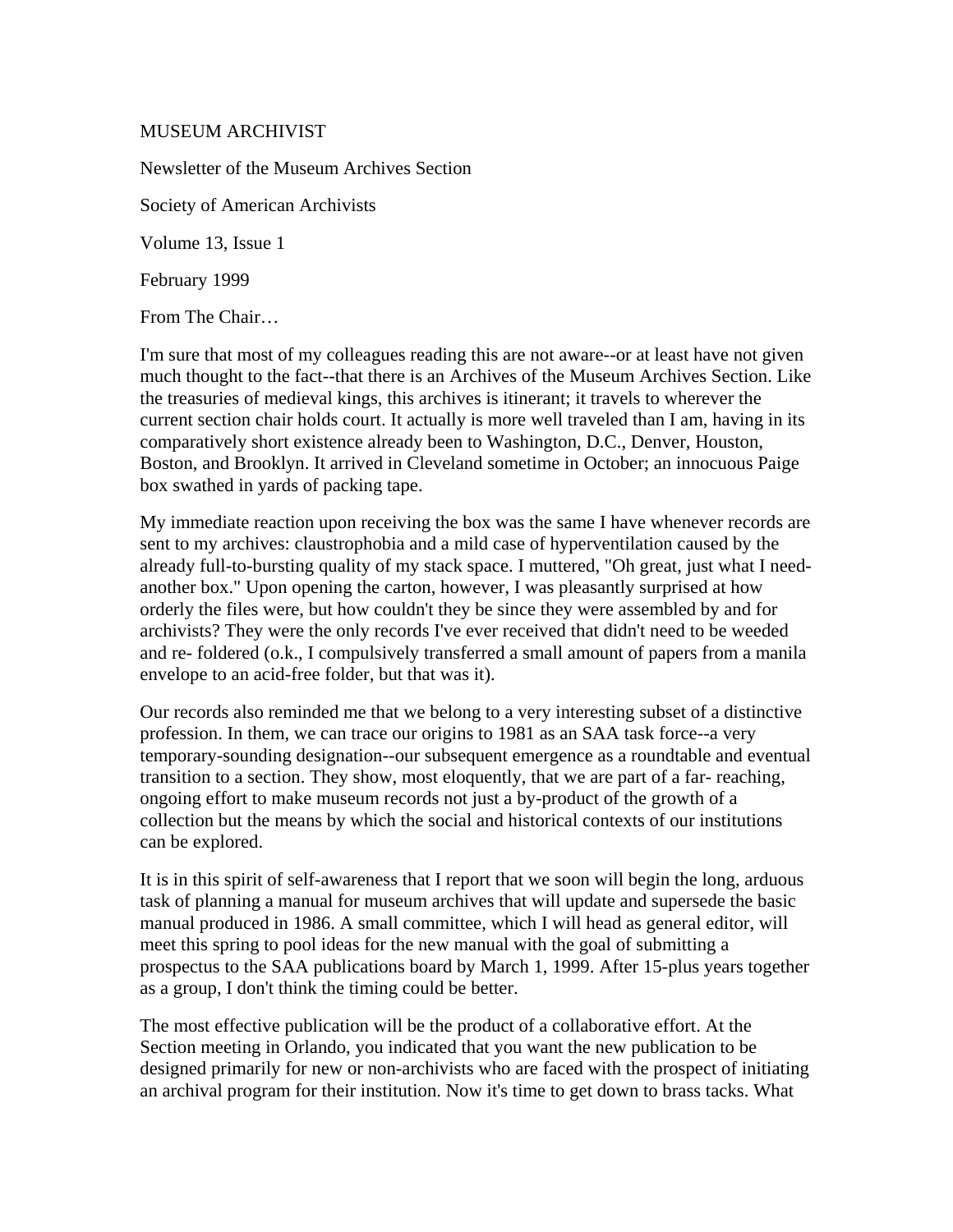# MUSEUM ARCHIVIST

Newsletter of the Museum Archives Section

Society of American Archivists

Volume 13, Issue 1

February 1999

## From The Chair…

I'm sure that most of my colleagues reading this are not aware--or at least have not given much thought to the fact--that there is an Archives of the Museum Archives Section. Like the treasuries of medieval kings, this archives is itinerant; it travels to wherever the current section chair holds court. It actually is more well traveled than I am, having in its comparatively short existence already been to Washington, D.C., Denver, Houston, Boston, and Brooklyn. It arrived in Cleveland sometime in October; an innocuous Paige box swathed in yards of packing tape.

My immediate reaction upon receiving the box was the same I have whenever records are sent to my archives: claustrophobia and a mild case of hyperventilation caused by the already full-to-bursting quality of my stack space. I muttered, "Oh great, just what I need-another box." Upon opening the carton, however, I was pleasantly surprised at how orderly the files were, but how couldn't they be since they were assembled by and for archivists? They were the only records I've ever received that didn't need to be weeded and re- foldered (o.k., I compulsively transferred a small amount of papers from a manila envelope to an acid-free folder, but that was it).

Our records also reminded me that we belong to a very interesting subset of a distinctive profession. In them, we can trace our origins to 1981 as an SAA task force--a very temporary-sounding designation--our subsequent emergence as a roundtable and eventual transition to a section. They show, most eloquently, that we are part of a far- reaching, ongoing effort to make museum records not just a by-product of the growth of a collection but the means by which the social and historical contexts of our institutions can be explored.

It is in this spirit of self-awareness that I report that we soon will begin the long, arduous task of planning a manual for museum archives that will update and supersede the basic manual produced in 1986. A small committee, which I will head as general editor, will meet this spring to pool ideas for the new manual with the goal of submitting a prospectus to the SAA publications board by March 1, 1999. After 15-plus years together as a group, I don't think the timing could be better.

The most effective publication will be the product of a collaborative effort. At the Section meeting in Orlando, you indicated that you want the new publication to be designed primarily for new or non-archivists who are faced with the prospect of initiating an archival program for their institution. Now it's time to get down to brass tacks. What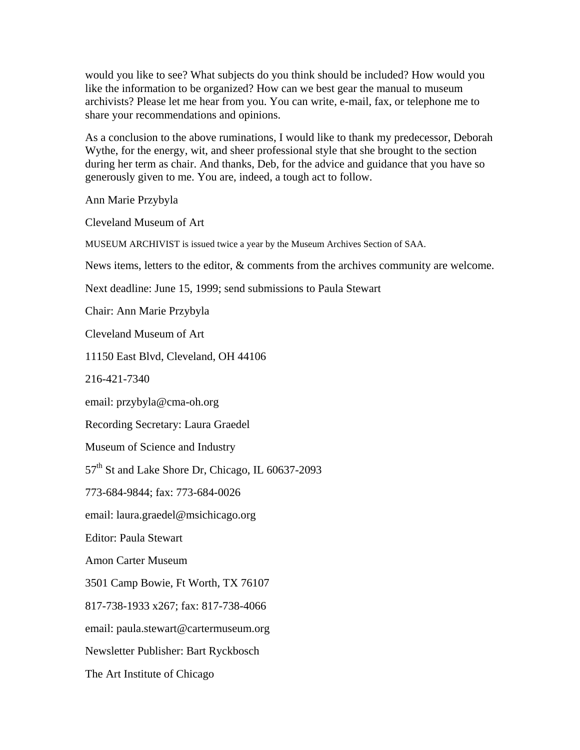would you like to see? What subjects do you think should be included? How would you like the information to be organized? How can we best gear the manual to museum archivists? Please let me hear from you. You can write, e-mail, fax, or telephone me to share your recommendations and opinions.

As a conclusion to the above ruminations, I would like to thank my predecessor, Deborah Wythe, for the energy, wit, and sheer professional style that she brought to the section during her term as chair. And thanks, Deb, for the advice and guidance that you have so generously given to me. You are, indeed, a tough act to follow.

Ann Marie Przybyla

Cleveland Museum of Art

MUSEUM ARCHIVIST is issued twice a year by the Museum Archives Section of SAA.

News items, letters to the editor, & comments from the archives community are welcome.

Next deadline: June 15, 1999; send submissions to Paula Stewart

Chair: Ann Marie Przybyla

Cleveland Museum of Art

11150 East Blvd, Cleveland, OH 44106

216-421-7340

email: przybyla@cma-oh.org

Recording Secretary: Laura Graedel

Museum of Science and Industry

57th St and Lake Shore Dr, Chicago, IL 60637-2093

773-684-9844; fax: 773-684-0026

email: laura.graedel@msichicago.org

Editor: Paula Stewart

Amon Carter Museum

3501 Camp Bowie, Ft Worth, TX 76107

817-738-1933 x267; fax: 817-738-4066

email: paula.stewart@cartermuseum.org

Newsletter Publisher: Bart Ryckbosch

The Art Institute of Chicago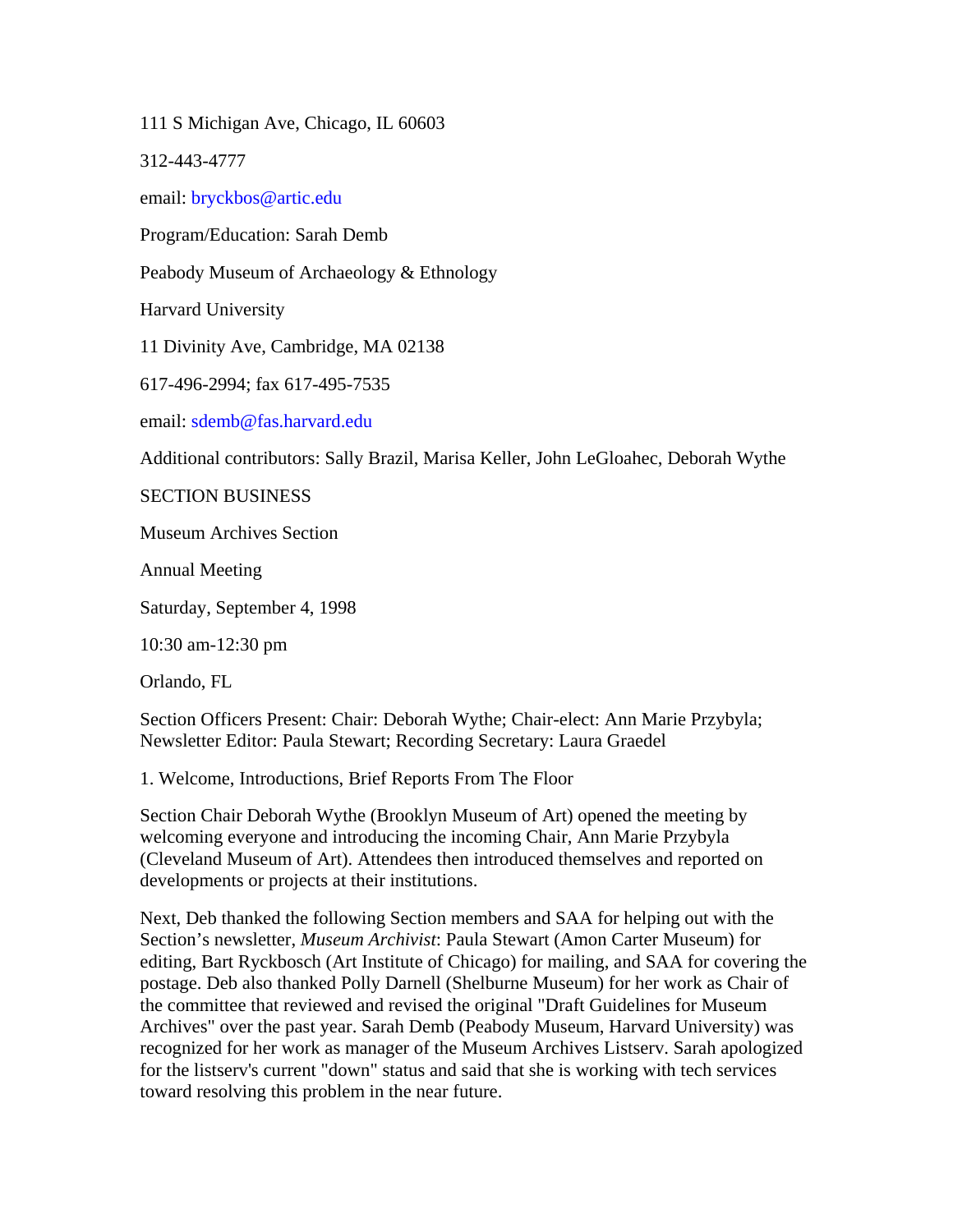111 S Michigan Ave, Chicago, IL 60603

312-443-4777

email: bryckbos@artic.edu

Program/Education: Sarah Demb

Peabody Museum of Archaeology & Ethnology

Harvard University

11 Divinity Ave, Cambridge, MA 02138

617-496-2994; fax 617-495-7535

email: sdemb@fas.harvard.edu

Additional contributors: Sally Brazil, Marisa Keller, John LeGloahec, Deborah Wythe

SECTION BUSINESS

Museum Archives Section

Annual Meeting

Saturday, September 4, 1998

10:30 am-12:30 pm

Orlando, FL

Section Officers Present: Chair: Deborah Wythe; Chair-elect: Ann Marie Przybyla; Newsletter Editor: Paula Stewart; Recording Secretary: Laura Graedel

1. Welcome, Introductions, Brief Reports From The Floor

Section Chair Deborah Wythe (Brooklyn Museum of Art) opened the meeting by welcoming everyone and introducing the incoming Chair, Ann Marie Przybyla (Cleveland Museum of Art). Attendees then introduced themselves and reported on developments or projects at their institutions.

Next, Deb thanked the following Section members and SAA for helping out with the Section's newsletter, *Museum Archivist*: Paula Stewart (Amon Carter Museum) for editing, Bart Ryckbosch (Art Institute of Chicago) for mailing, and SAA for covering the postage. Deb also thanked Polly Darnell (Shelburne Museum) for her work as Chair of the committee that reviewed and revised the original "Draft Guidelines for Museum Archives" over the past year. Sarah Demb (Peabody Museum, Harvard University) was recognized for her work as manager of the Museum Archives Listserv. Sarah apologized for the listserv's current "down" status and said that she is working with tech services toward resolving this problem in the near future.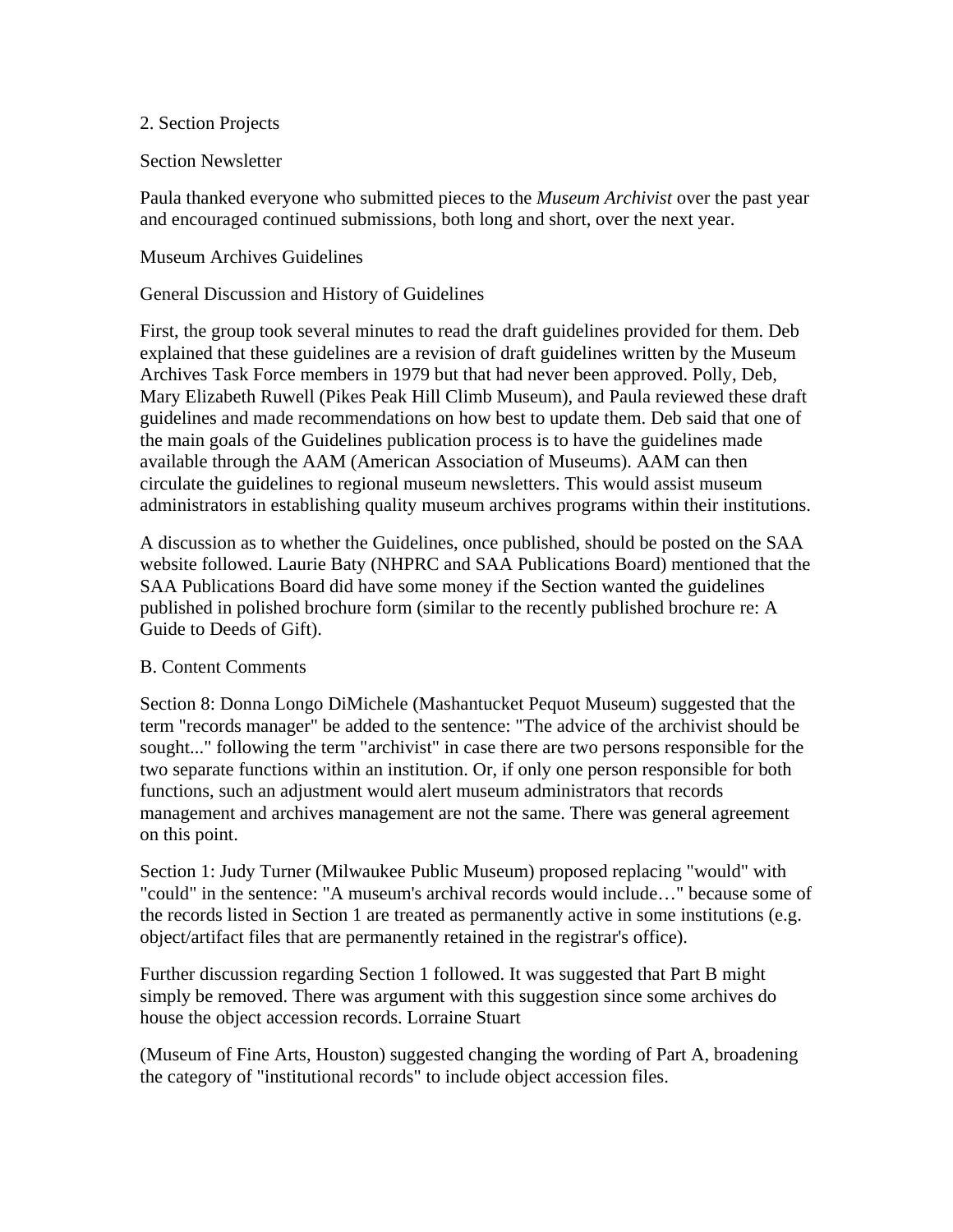2. Section Projects

Section Newsletter

Paula thanked everyone who submitted pieces to the *Museum Archivist* over the past year and encouraged continued submissions, both long and short, over the next year.

Museum Archives Guidelines

General Discussion and History of Guidelines

First, the group took several minutes to read the draft guidelines provided for them. Deb explained that these guidelines are a revision of draft guidelines written by the Museum Archives Task Force members in 1979 but that had never been approved. Polly, Deb, Mary Elizabeth Ruwell (Pikes Peak Hill Climb Museum), and Paula reviewed these draft guidelines and made recommendations on how best to update them. Deb said that one of the main goals of the Guidelines publication process is to have the guidelines made available through the AAM (American Association of Museums). AAM can then circulate the guidelines to regional museum newsletters. This would assist museum administrators in establishing quality museum archives programs within their institutions.

A discussion as to whether the Guidelines, once published, should be posted on the SAA website followed. Laurie Baty (NHPRC and SAA Publications Board) mentioned that the SAA Publications Board did have some money if the Section wanted the guidelines published in polished brochure form (similar to the recently published brochure re: A Guide to Deeds of Gift).

B. Content Comments

Section 8: Donna Longo DiMichele (Mashantucket Pequot Museum) suggested that the term "records manager" be added to the sentence: "The advice of the archivist should be sought..." following the term "archivist" in case there are two persons responsible for the two separate functions within an institution. Or, if only one person responsible for both functions, such an adjustment would alert museum administrators that records management and archives management are not the same. There was general agreement on this point.

Section 1: Judy Turner (Milwaukee Public Museum) proposed replacing "would" with "could" in the sentence: "A museum's archival records would include…" because some of the records listed in Section 1 are treated as permanently active in some institutions (e.g. object/artifact files that are permanently retained in the registrar's office).

Further discussion regarding Section 1 followed. It was suggested that Part B might simply be removed. There was argument with this suggestion since some archives do house the object accession records. Lorraine Stuart

(Museum of Fine Arts, Houston) suggested changing the wording of Part A, broadening the category of "institutional records" to include object accession files.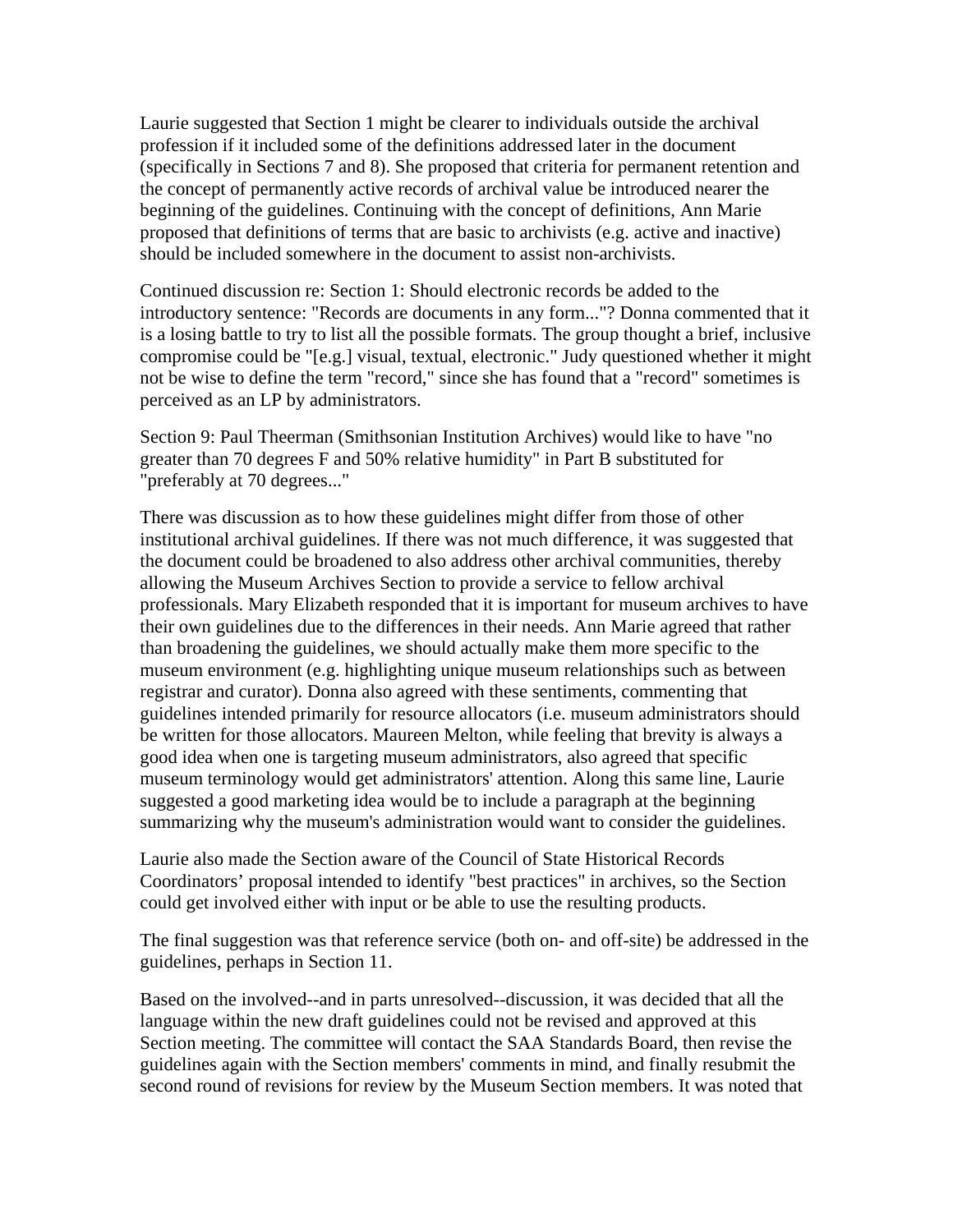Laurie suggested that Section 1 might be clearer to individuals outside the archival profession if it included some of the definitions addressed later in the document (specifically in Sections 7 and 8). She proposed that criteria for permanent retention and the concept of permanently active records of archival value be introduced nearer the beginning of the guidelines. Continuing with the concept of definitions, Ann Marie proposed that definitions of terms that are basic to archivists (e.g. active and inactive) should be included somewhere in the document to assist non-archivists.

Continued discussion re: Section 1: Should electronic records be added to the introductory sentence: "Records are documents in any form..."? Donna commented that it is a losing battle to try to list all the possible formats. The group thought a brief, inclusive compromise could be "[e.g.] visual, textual, electronic." Judy questioned whether it might not be wise to define the term "record," since she has found that a "record" sometimes is perceived as an LP by administrators.

Section 9: Paul Theerman (Smithsonian Institution Archives) would like to have "no greater than 70 degrees F and 50% relative humidity" in Part B substituted for "preferably at 70 degrees..."

There was discussion as to how these guidelines might differ from those of other institutional archival guidelines. If there was not much difference, it was suggested that the document could be broadened to also address other archival communities, thereby allowing the Museum Archives Section to provide a service to fellow archival professionals. Mary Elizabeth responded that it is important for museum archives to have their own guidelines due to the differences in their needs. Ann Marie agreed that rather than broadening the guidelines, we should actually make them more specific to the museum environment (e.g. highlighting unique museum relationships such as between registrar and curator). Donna also agreed with these sentiments, commenting that guidelines intended primarily for resource allocators (i.e. museum administrators should be written for those allocators. Maureen Melton, while feeling that brevity is always a good idea when one is targeting museum administrators, also agreed that specific museum terminology would get administrators' attention. Along this same line, Laurie suggested a good marketing idea would be to include a paragraph at the beginning summarizing why the museum's administration would want to consider the guidelines.

Laurie also made the Section aware of the Council of State Historical Records Coordinators' proposal intended to identify "best practices" in archives, so the Section could get involved either with input or be able to use the resulting products.

The final suggestion was that reference service (both on- and off-site) be addressed in the guidelines, perhaps in Section 11.

Based on the involved--and in parts unresolved--discussion, it was decided that all the language within the new draft guidelines could not be revised and approved at this Section meeting. The committee will contact the SAA Standards Board, then revise the guidelines again with the Section members' comments in mind, and finally resubmit the second round of revisions for review by the Museum Section members. It was noted that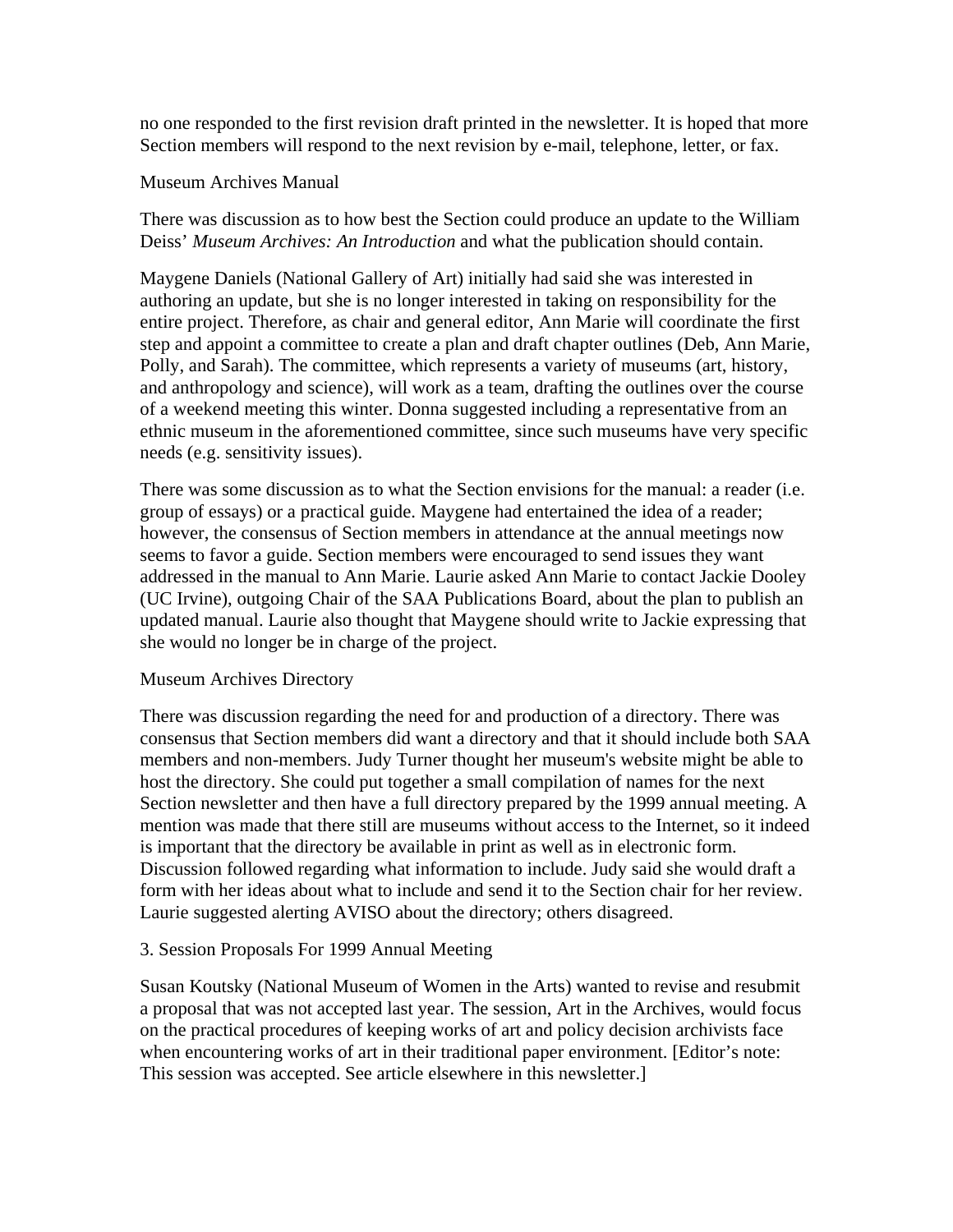no one responded to the first revision draft printed in the newsletter. It is hoped that more Section members will respond to the next revision by e-mail, telephone, letter, or fax.

Museum Archives Manual

There was discussion as to how best the Section could produce an update to the William Deiss' *Museum Archives: An Introduction* and what the publication should contain.

Maygene Daniels (National Gallery of Art) initially had said she was interested in authoring an update, but she is no longer interested in taking on responsibility for the entire project. Therefore, as chair and general editor, Ann Marie will coordinate the first step and appoint a committee to create a plan and draft chapter outlines (Deb, Ann Marie, Polly, and Sarah). The committee, which represents a variety of museums (art, history, and anthropology and science), will work as a team, drafting the outlines over the course of a weekend meeting this winter. Donna suggested including a representative from an ethnic museum in the aforementioned committee, since such museums have very specific needs (e.g. sensitivity issues).

There was some discussion as to what the Section envisions for the manual: a reader (i.e. group of essays) or a practical guide. Maygene had entertained the idea of a reader; however, the consensus of Section members in attendance at the annual meetings now seems to favor a guide. Section members were encouraged to send issues they want addressed in the manual to Ann Marie. Laurie asked Ann Marie to contact Jackie Dooley (UC Irvine), outgoing Chair of the SAA Publications Board, about the plan to publish an updated manual. Laurie also thought that Maygene should write to Jackie expressing that she would no longer be in charge of the project.

Museum Archives Directory

There was discussion regarding the need for and production of a directory. There was consensus that Section members did want a directory and that it should include both SAA members and non-members. Judy Turner thought her museum's website might be able to host the directory. She could put together a small compilation of names for the next Section newsletter and then have a full directory prepared by the 1999 annual meeting. A mention was made that there still are museums without access to the Internet, so it indeed is important that the directory be available in print as well as in electronic form. Discussion followed regarding what information to include. Judy said she would draft a form with her ideas about what to include and send it to the Section chair for her review. Laurie suggested alerting AVISO about the directory; others disagreed.

3. Session Proposals For 1999 Annual Meeting

Susan Koutsky (National Museum of Women in the Arts) wanted to revise and resubmit a proposal that was not accepted last year. The session, Art in the Archives, would focus on the practical procedures of keeping works of art and policy decision archivists face when encountering works of art in their traditional paper environment. [Editor's note: This session was accepted. See article elsewhere in this newsletter.]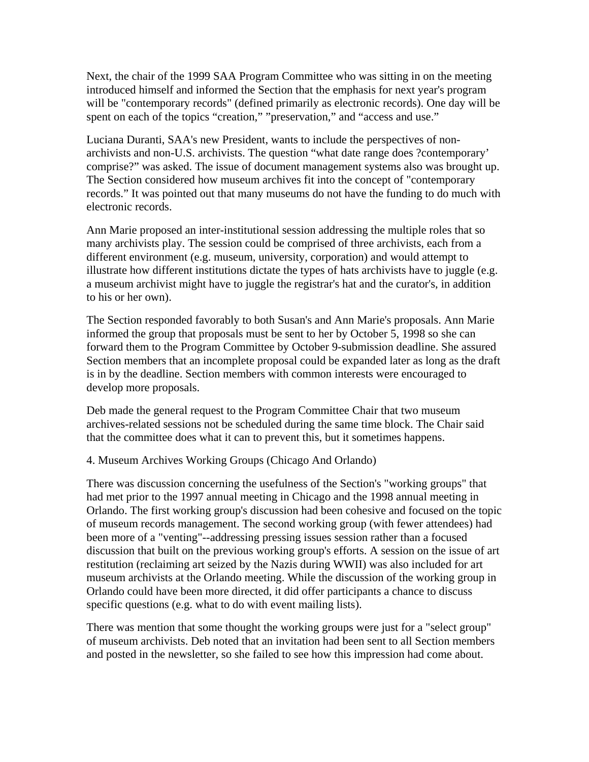Next, the chair of the 1999 SAA Program Committee who was sitting in on the meeting introduced himself and informed the Section that the emphasis for next year's program will be "contemporary records" (defined primarily as electronic records). One day will be spent on each of the topics “creation,” ”preservation,” and “access and use.”

Luciana Duranti, SAA's new President, wants to include the perspectives of non-archivists and non-U.S. archivists. The question “what date range does ?contemporary’ comprise?” was asked. The issue of document management systems also was brought up. The Section considered how museum archives fit into the concept of "contemporary records.” It was pointed out that many museums do not have the funding to do much with electronic records.

Ann Marie proposed an inter-institutional session addressing the multiple roles that so many archivists play. The session could be comprised of three archivists, each from a different environment (e.g. museum, university, corporation) and would attempt to illustrate how different institutions dictate the types of hats archivists have to juggle (e.g. a museum archivist might have to juggle the registrar's hat and the curator's, in addition to his or her own).

The Section responded favorably to both Susan's and Ann Marie's proposals. Ann Marie informed the group that proposals must be sent to her by October 5, 1998 so she can forward them to the Program Committee by October 9-submission deadline. She assured Section members that an incomplete proposal could be expanded later as long as the draft is in by the deadline. Section members with common interests were encouraged to develop more proposals.

Deb made the general request to the Program Committee Chair that two museum archives-related sessions not be scheduled during the same time block. The Chair said that the committee does what it can to prevent this, but it sometimes happens.

4. Museum Archives Working Groups (Chicago And Orlando)

There was discussion concerning the usefulness of the Section's "working groups" that had met prior to the 1997 annual meeting in Chicago and the 1998 annual meeting in Orlando. The first working group's discussion had been cohesive and focused on the topic of museum records management. The second working group (with fewer attendees) had been more of a "venting"--addressing pressing issues session rather than a focused discussion that built on the previous working group's efforts. A session on the issue of art restitution (reclaiming art seized by the Nazis during WWII) was also included for art museum archivists at the Orlando meeting. While the discussion of the working group in Orlando could have been more directed, it did offer participants a chance to discuss specific questions (e.g. what to do with event mailing lists).

There was mention that some thought the working groups were just for a "select group" of museum archivists. Deb noted that an invitation had been sent to all Section members and posted in the newsletter, so she failed to see how this impression had come about.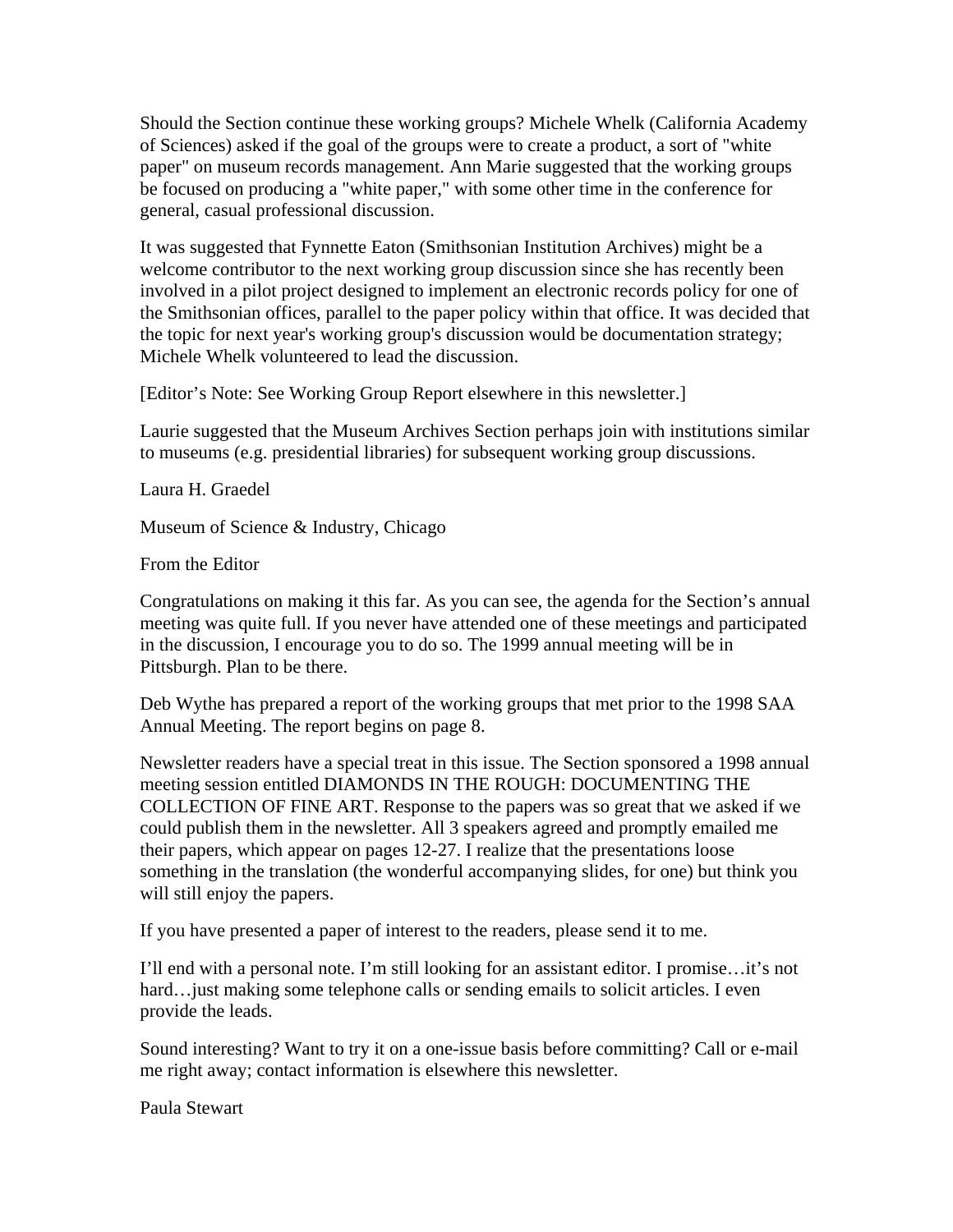Should the Section continue these working groups? Michele Whelk (California Academy of Sciences) asked if the goal of the groups were to create a product, a sort of "white paper" on museum records management. Ann Marie suggested that the working groups be focused on producing a "white paper," with some other time in the conference for general, casual professional discussion.

It was suggested that Fynnette Eaton (Smithsonian Institution Archives) might be a welcome contributor to the next working group discussion since she has recently been involved in a pilot project designed to implement an electronic records policy for one of the Smithsonian offices, parallel to the paper policy within that office. It was decided that the topic for next year's working group's discussion would be documentation strategy; Michele Whelk volunteered to lead the discussion.

[Editor's Note: See Working Group Report elsewhere in this newsletter.]

Laurie suggested that the Museum Archives Section perhaps join with institutions similar to museums (e.g. presidential libraries) for subsequent working group discussions.

Laura H. Graedel

Museum of Science & Industry, Chicago

## From the Editor

Congratulations on making it this far. As you can see, the agenda for the Section's annual meeting was quite full. If you never have attended one of these meetings and participated in the discussion, I encourage you to do so. The 1999 annual meeting will be in Pittsburgh. Plan to be there.

Deb Wythe has prepared a report of the working groups that met prior to the 1998 SAA Annual Meeting. The report begins on page 8.

Newsletter readers have a special treat in this issue. The Section sponsored a 1998 annual meeting session entitled DIAMONDS IN THE ROUGH: DOCUMENTING THE COLLECTION OF FINE ART. Response to the papers was so great that we asked if we could publish them in the newsletter. All 3 speakers agreed and promptly emailed me their papers, which appear on pages 12-27. I realize that the presentations loose something in the translation (the wonderful accompanying slides, for one) but think you will still enjoy the papers.

If you have presented a paper of interest to the readers, please send it to me.

I'll end with a personal note. I'm still looking for an assistant editor. I promise…it's not hard…just making some telephone calls or sending emails to solicit articles. I even provide the leads.

Sound interesting? Want to try it on a one-issue basis before committing? Call or e-mail me right away; contact information is elsewhere this newsletter.

Paula Stewart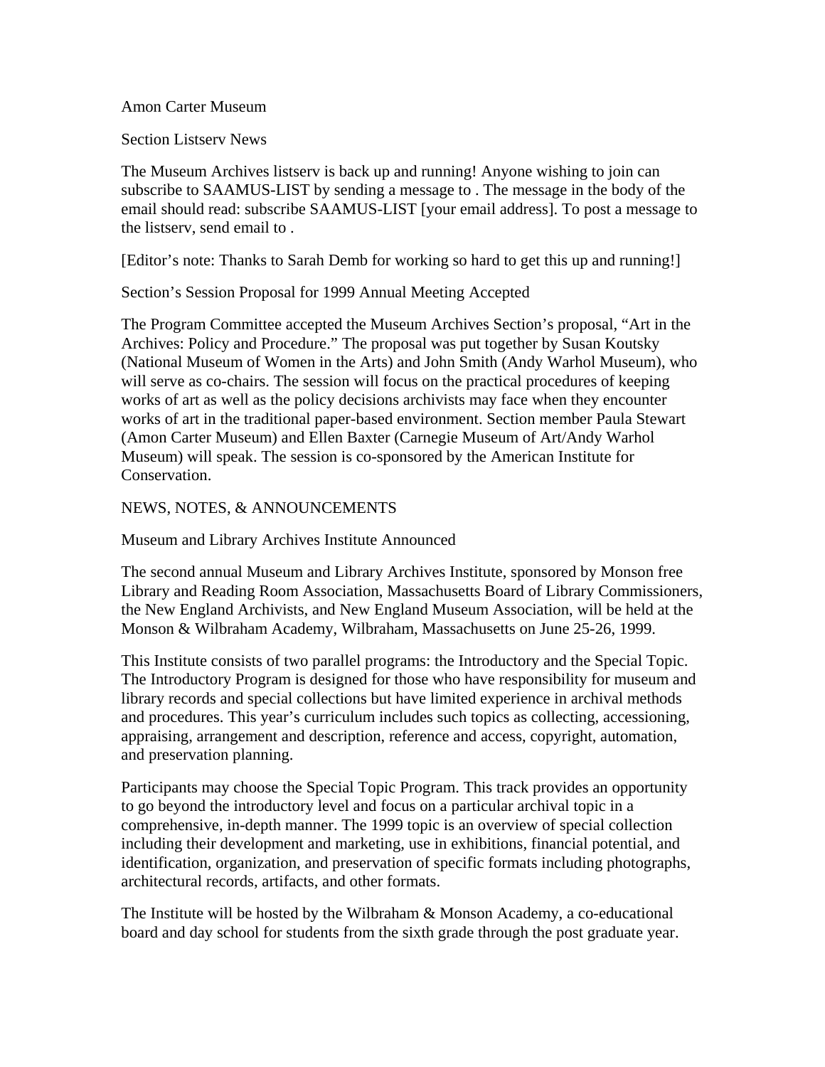Amon Carter Museum

## Section Listserv News

The Museum Archives listserv is back up and running! Anyone wishing to join can subscribe to SAAMUS-LIST by sending a message to . The message in the body of the email should read: subscribe SAAMUS-LIST [your email address]. To post a message to the listserv, send email to .

[Editor's note: Thanks to Sarah Demb for working so hard to get this up and running!]

## Section's Session Proposal for 1999 Annual Meeting Accepted

The Program Committee accepted the Museum Archives Section's proposal, "Art in the Archives: Policy and Procedure." The proposal was put together by Susan Koutsky (National Museum of Women in the Arts) and John Smith (Andy Warhol Museum), who will serve as co-chairs. The session will focus on the practical procedures of keeping works of art as well as the policy decisions archivists may face when they encounter works of art in the traditional paper-based environment. Section member Paula Stewart (Amon Carter Museum) and Ellen Baxter (Carnegie Museum of Art/Andy Warhol Museum) will speak. The session is co-sponsored by the American Institute for Conservation.

# NEWS, NOTES, & ANNOUNCEMENTS

## Museum and Library Archives Institute Announced

The second annual Museum and Library Archives Institute, sponsored by Monson free Library and Reading Room Association, Massachusetts Board of Library Commissioners, the New England Archivists, and New England Museum Association, will be held at the Monson & Wilbraham Academy, Wilbraham, Massachusetts on June 25-26, 1999.

This Institute consists of two parallel programs: the Introductory and the Special Topic. The Introductory Program is designed for those who have responsibility for museum and library records and special collections but have limited experience in archival methods and procedures. This year's curriculum includes such topics as collecting, accessioning, appraising, arrangement and description, reference and access, copyright, automation, and preservation planning.

Participants may choose the Special Topic Program. This track provides an opportunity to go beyond the introductory level and focus on a particular archival topic in a comprehensive, in-depth manner. The 1999 topic is an overview of special collection including their development and marketing, use in exhibitions, financial potential, and identification, organization, and preservation of specific formats including photographs, architectural records, artifacts, and other formats.

The Institute will be hosted by the Wilbraham & Monson Academy, a co-educational board and day school for students from the sixth grade through the post graduate year.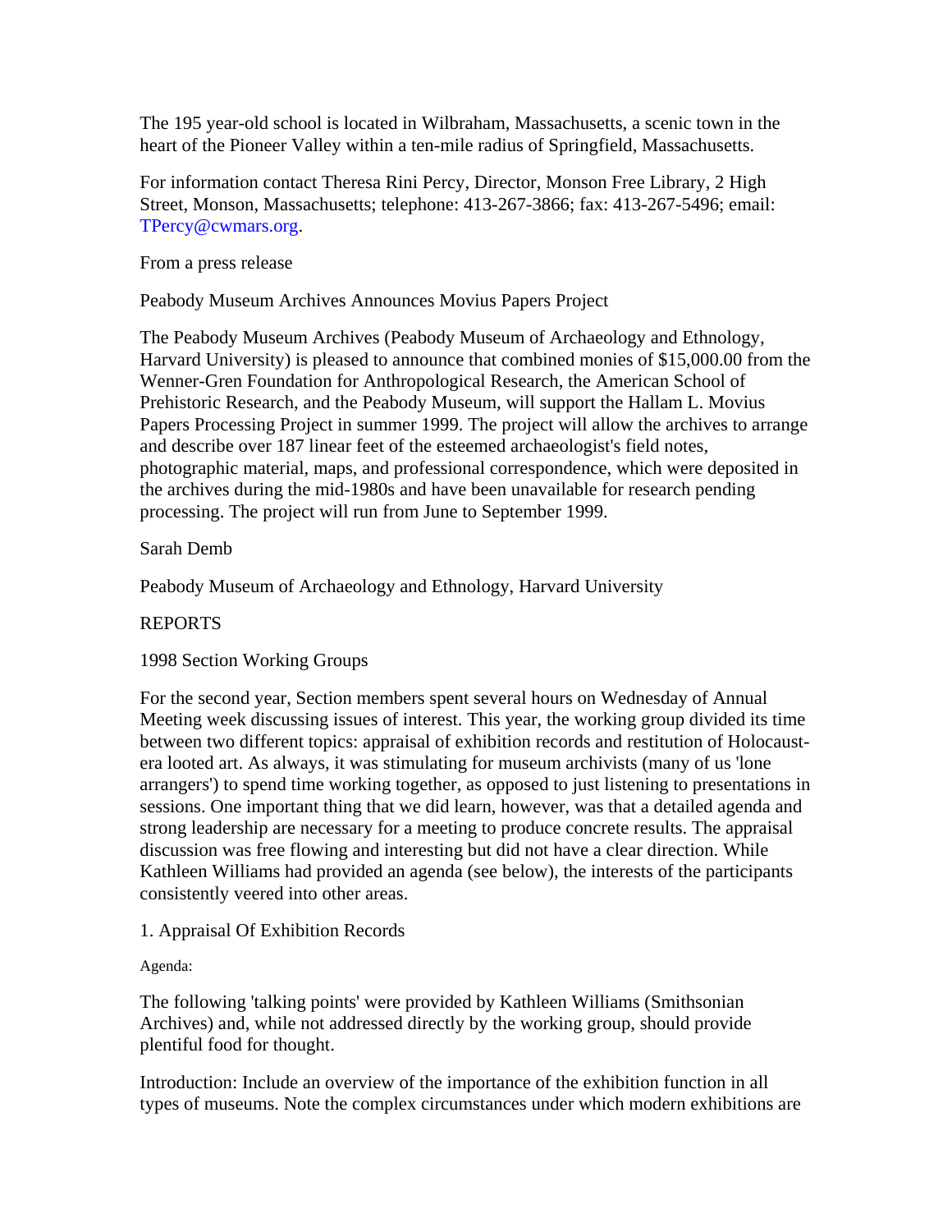The 195 year-old school is located in Wilbraham, Massachusetts, a scenic town in the heart of the Pioneer Valley within a ten-mile radius of Springfield, Massachusetts.

For information contact Theresa Rini Percy, Director, Monson Free Library, 2 High Street, Monson, Massachusetts; telephone: 413-267-3866; fax: 413-267-5496; email: TPercy@cwmars.org.

From a press release

Peabody Museum Archives Announces Movius Papers Project

The Peabody Museum Archives (Peabody Museum of Archaeology and Ethnology, Harvard University) is pleased to announce that combined monies of $15,000.00 from the Wenner-Gren Foundation for Anthropological Research, the American School of Prehistoric Research, and the Peabody Museum, will support the Hallam L. Movius Papers Processing Project in summer 1999. The project will allow the archives to arrange and describe over 187 linear feet of the esteemed archaeologist's field notes, photographic material, maps, and professional correspondence, which were deposited in the archives during the mid-1980s and have been unavailable for research pending processing. The project will run from June to September 1999.

Sarah Demb

Peabody Museum of Archaeology and Ethnology, Harvard University

## REPORTS

### 1998 Section Working Groups

For the second year, Section members spent several hours on Wednesday of Annual Meeting week discussing issues of interest. This year, the working group divided its time between two different topics: appraisal of exhibition records and restitution of Holocaust-era looted art. As always, it was stimulating for museum archivists (many of us 'lone arrangers') to spend time working together, as opposed to just listening to presentations in sessions. One important thing that we did learn, however, was that a detailed agenda and strong leadership are necessary for a meeting to produce concrete results. The appraisal discussion was free flowing and interesting but did not have a clear direction. While Kathleen Williams had provided an agenda (see below), the interests of the participants consistently veered into other areas.

#### 1. Appraisal Of Exhibition Records

Agenda:

The following 'talking points' were provided by Kathleen Williams (Smithsonian Archives) and, while not addressed directly by the working group, should provide plentiful food for thought.

Introduction: Include an overview of the importance of the exhibition function in all types of museums. Note the complex circumstances under which modern exhibitions are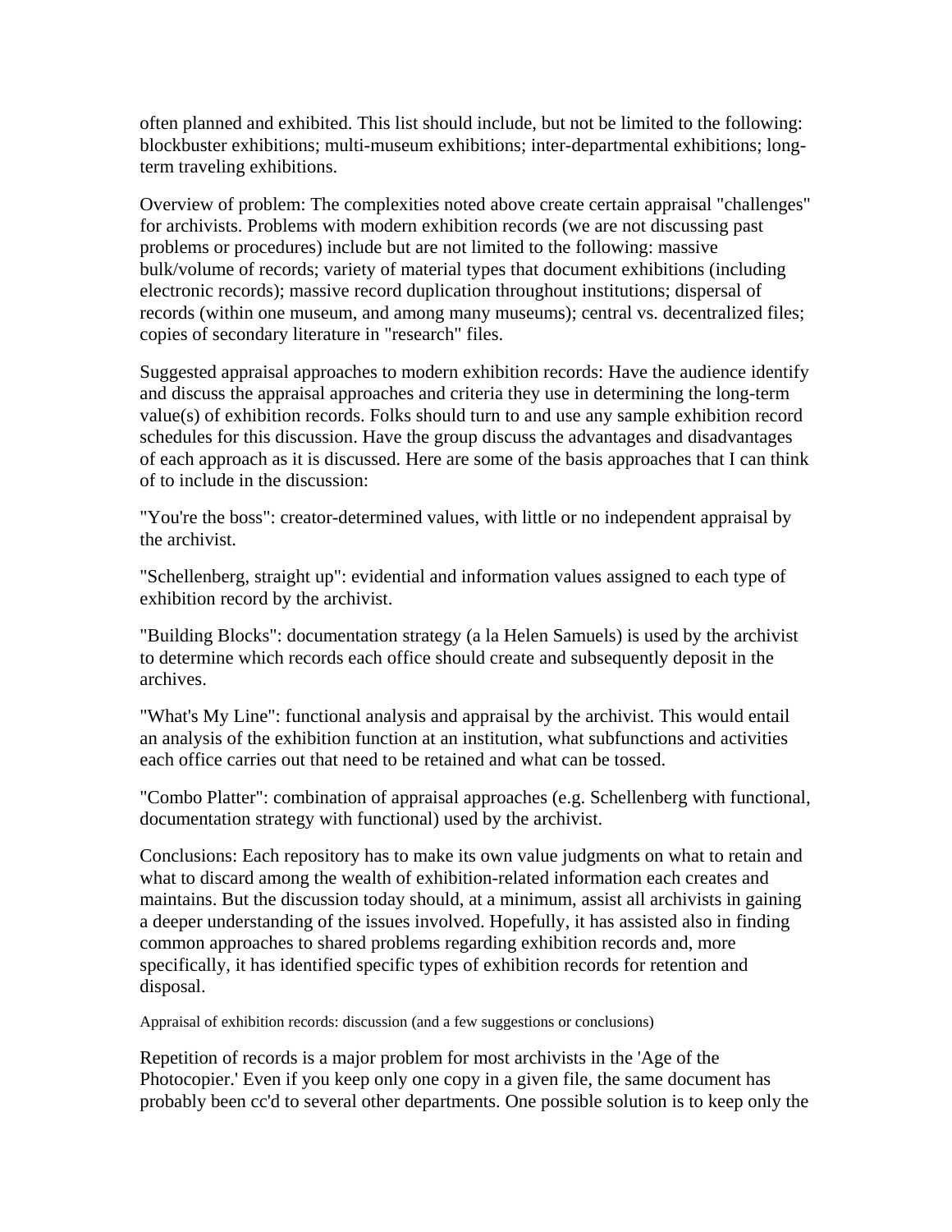often planned and exhibited. This list should include, but not be limited to the following: blockbuster exhibitions; multi-museum exhibitions; inter-departmental exhibitions; long-term traveling exhibitions.

Overview of problem: The complexities noted above create certain appraisal "challenges" for archivists. Problems with modern exhibition records (we are not discussing past problems or procedures) include but are not limited to the following: massive bulk/volume of records; variety of material types that document exhibitions (including electronic records); massive record duplication throughout institutions; dispersal of records (within one museum, and among many museums); central vs. decentralized files; copies of secondary literature in "research" files.

Suggested appraisal approaches to modern exhibition records: Have the audience identify and discuss the appraisal approaches and criteria they use in determining the long-term value(s) of exhibition records. Folks should turn to and use any sample exhibition record schedules for this discussion. Have the group discuss the advantages and disadvantages of each approach as it is discussed. Here are some of the basis approaches that I can think of to include in the discussion:

"You're the boss": creator-determined values, with little or no independent appraisal by the archivist.

"Schellenberg, straight up": evidential and information values assigned to each type of exhibition record by the archivist.

"Building Blocks": documentation strategy (a la Helen Samuels) is used by the archivist to determine which records each office should create and subsequently deposit in the archives.

"What's My Line": functional analysis and appraisal by the archivist. This would entail an analysis of the exhibition function at an institution, what subfunctions and activities each office carries out that need to be retained and what can be tossed.

"Combo Platter": combination of appraisal approaches (e.g. Schellenberg with functional, documentation strategy with functional) used by the archivist.

Conclusions: Each repository has to make its own value judgments on what to retain and what to discard among the wealth of exhibition-related information each creates and maintains. But the discussion today should, at a minimum, assist all archivists in gaining a deeper understanding of the issues involved. Hopefully, it has assisted also in finding common approaches to shared problems regarding exhibition records and, more specifically, it has identified specific types of exhibition records for retention and disposal.

Appraisal of exhibition records: discussion (and a few suggestions or conclusions)

Repetition of records is a major problem for most archivists in the 'Age of the Photocopier.' Even if you keep only one copy in a given file, the same document has probably been cc'd to several other departments. One possible solution is to keep only the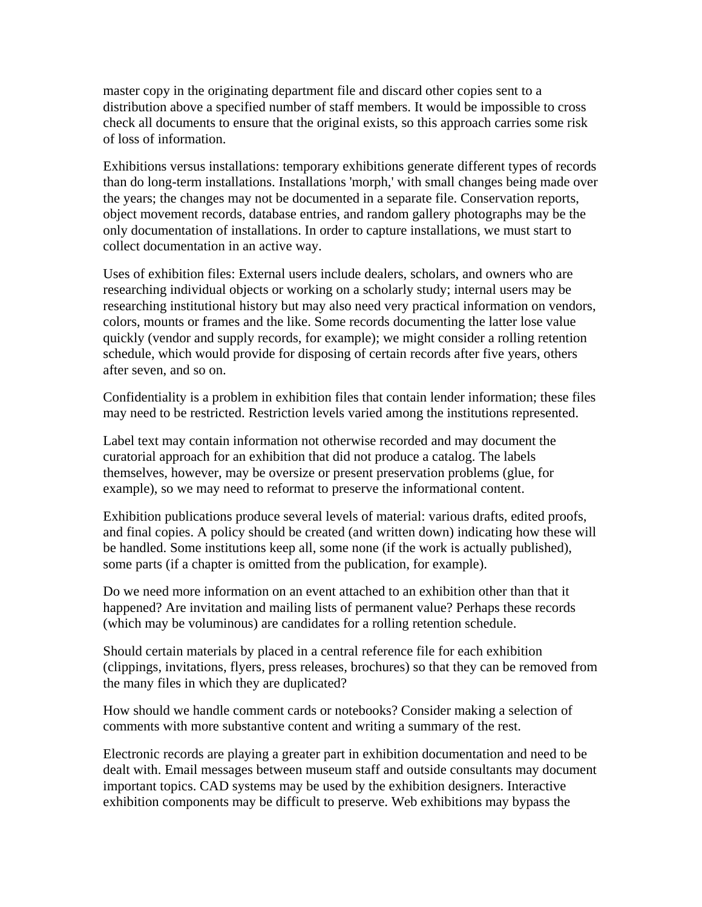master copy in the originating department file and discard other copies sent to a distribution above a specified number of staff members. It would be impossible to cross check all documents to ensure that the original exists, so this approach carries some risk of loss of information.

Exhibitions versus installations: temporary exhibitions generate different types of records than do long-term installations. Installations 'morph,' with small changes being made over the years; the changes may not be documented in a separate file. Conservation reports, object movement records, database entries, and random gallery photographs may be the only documentation of installations. In order to capture installations, we must start to collect documentation in an active way.

Uses of exhibition files: External users include dealers, scholars, and owners who are researching individual objects or working on a scholarly study; internal users may be researching institutional history but may also need very practical information on vendors, colors, mounts or frames and the like. Some records documenting the latter lose value quickly (vendor and supply records, for example); we might consider a rolling retention schedule, which would provide for disposing of certain records after five years, others after seven, and so on.

Confidentiality is a problem in exhibition files that contain lender information; these files may need to be restricted. Restriction levels varied among the institutions represented.

Label text may contain information not otherwise recorded and may document the curatorial approach for an exhibition that did not produce a catalog. The labels themselves, however, may be oversize or present preservation problems (glue, for example), so we may need to reformat to preserve the informational content.

Exhibition publications produce several levels of material: various drafts, edited proofs, and final copies. A policy should be created (and written down) indicating how these will be handled. Some institutions keep all, some none (if the work is actually published), some parts (if a chapter is omitted from the publication, for example).

Do we need more information on an event attached to an exhibition other than that it happened? Are invitation and mailing lists of permanent value? Perhaps these records (which may be voluminous) are candidates for a rolling retention schedule.

Should certain materials by placed in a central reference file for each exhibition (clippings, invitations, flyers, press releases, brochures) so that they can be removed from the many files in which they are duplicated?

How should we handle comment cards or notebooks? Consider making a selection of comments with more substantive content and writing a summary of the rest.

Electronic records are playing a greater part in exhibition documentation and need to be dealt with. Email messages between museum staff and outside consultants may document important topics. CAD systems may be used by the exhibition designers. Interactive exhibition components may be difficult to preserve. Web exhibitions may bypass the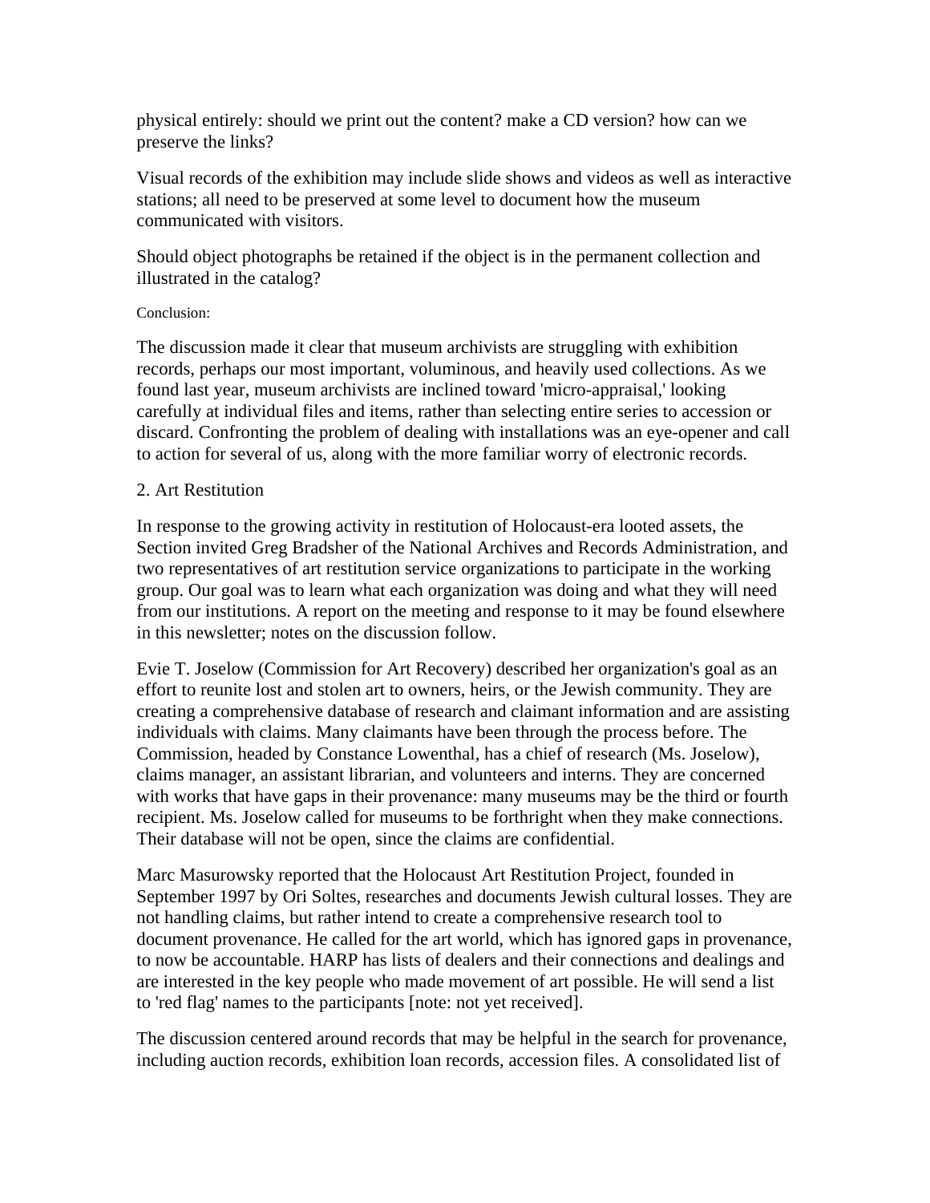physical entirely: should we print out the content? make a CD version? how can we preserve the links?

Visual records of the exhibition may include slide shows and videos as well as interactive stations; all need to be preserved at some level to document how the museum communicated with visitors.

Should object photographs be retained if the object is in the permanent collection and illustrated in the catalog?

Conclusion:

The discussion made it clear that museum archivists are struggling with exhibition records, perhaps our most important, voluminous, and heavily used collections. As we found last year, museum archivists are inclined toward 'micro-appraisal,' looking carefully at individual files and items, rather than selecting entire series to accession or discard. Confronting the problem of dealing with installations was an eye-opener and call to action for several of us, along with the more familiar worry of electronic records.

2. Art Restitution

In response to the growing activity in restitution of Holocaust-era looted assets, the Section invited Greg Bradsher of the National Archives and Records Administration, and two representatives of art restitution service organizations to participate in the working group. Our goal was to learn what each organization was doing and what they will need from our institutions. A report on the meeting and response to it may be found elsewhere in this newsletter; notes on the discussion follow.

Evie T. Joselow (Commission for Art Recovery) described her organization's goal as an effort to reunite lost and stolen art to owners, heirs, or the Jewish community. They are creating a comprehensive database of research and claimant information and are assisting individuals with claims. Many claimants have been through the process before. The Commission, headed by Constance Lowenthal, has a chief of research (Ms. Joselow), claims manager, an assistant librarian, and volunteers and interns. They are concerned with works that have gaps in their provenance: many museums may be the third or fourth recipient. Ms. Joselow called for museums to be forthright when they make connections. Their database will not be open, since the claims are confidential.

Marc Masurowsky reported that the Holocaust Art Restitution Project, founded in September 1997 by Ori Soltes, researches and documents Jewish cultural losses. They are not handling claims, but rather intend to create a comprehensive research tool to document provenance. He called for the art world, which has ignored gaps in provenance, to now be accountable. HARP has lists of dealers and their connections and dealings and are interested in the key people who made movement of art possible. He will send a list to 'red flag' names to the participants [note: not yet received].

The discussion centered around records that may be helpful in the search for provenance, including auction records, exhibition loan records, accession files. A consolidated list of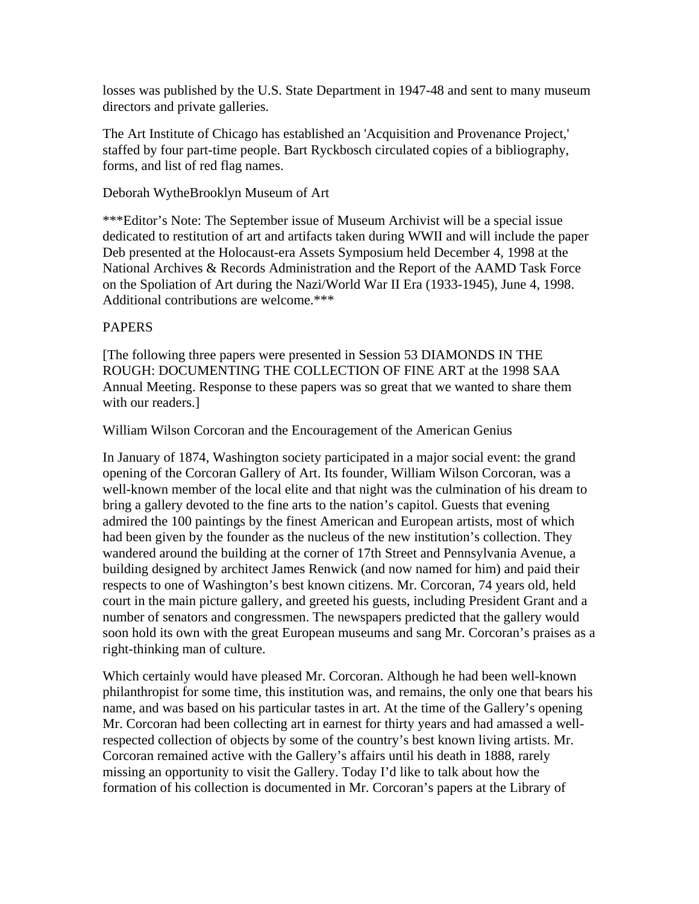losses was published by the U.S. State Department in 1947-48 and sent to many museum directors and private galleries.

The Art Institute of Chicago has established an 'Acquisition and Provenance Project,' staffed by four part-time people. Bart Ryckbosch circulated copies of a bibliography, forms, and list of red flag names.

Deborah WytheBrooklyn Museum of Art

***Editor's Note: The September issue of Museum Archivist will be a special issue dedicated to restitution of art and artifacts taken during WWII and will include the paper Deb presented at the Holocaust-era Assets Symposium held December 4, 1998 at the National Archives & Records Administration and the Report of the AAMD Task Force on the Spoliation of Art during the Nazi/World War II Era (1933-1945), June 4, 1998. Additional contributions are welcome.***

## PAPERS

[The following three papers were presented in Session 53 DIAMONDS IN THE ROUGH: DOCUMENTING THE COLLECTION OF FINE ART at the 1998 SAA Annual Meeting. Response to these papers was so great that we wanted to share them with our readers.]

### William Wilson Corcoran and the Encouragement of the American Genius

In January of 1874, Washington society participated in a major social event: the grand opening of the Corcoran Gallery of Art. Its founder, William Wilson Corcoran, was a well-known member of the local elite and that night was the culmination of his dream to bring a gallery devoted to the fine arts to the nation's capitol. Guests that evening admired the 100 paintings by the finest American and European artists, most of which had been given by the founder as the nucleus of the new institution's collection. They wandered around the building at the corner of 17th Street and Pennsylvania Avenue, a building designed by architect James Renwick (and now named for him) and paid their respects to one of Washington's best known citizens. Mr. Corcoran, 74 years old, held court in the main picture gallery, and greeted his guests, including President Grant and a number of senators and congressmen. The newspapers predicted that the gallery would soon hold its own with the great European museums and sang Mr. Corcoran's praises as a right-thinking man of culture.

Which certainly would have pleased Mr. Corcoran. Although he had been well-known philanthropist for some time, this institution was, and remains, the only one that bears his name, and was based on his particular tastes in art. At the time of the Gallery's opening Mr. Corcoran had been collecting art in earnest for thirty years and had amassed a well-respected collection of objects by some of the country's best known living artists. Mr. Corcoran remained active with the Gallery's affairs until his death in 1888, rarely missing an opportunity to visit the Gallery. Today I'd like to talk about how the formation of his collection is documented in Mr. Corcoran's papers at the Library of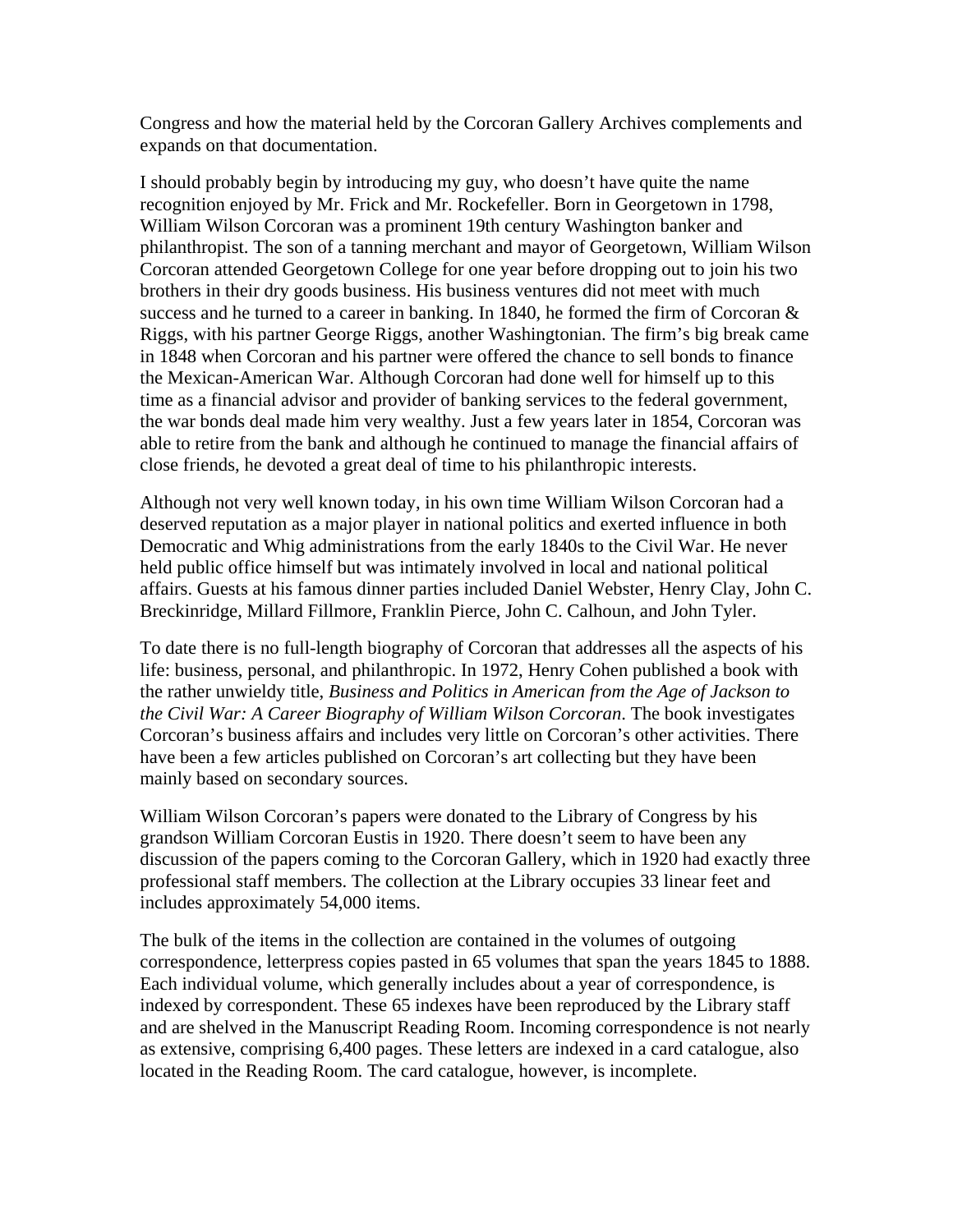Congress and how the material held by the Corcoran Gallery Archives complements and expands on that documentation.

I should probably begin by introducing my guy, who doesn't have quite the name recognition enjoyed by Mr. Frick and Mr. Rockefeller. Born in Georgetown in 1798, William Wilson Corcoran was a prominent 19th century Washington banker and philanthropist. The son of a tanning merchant and mayor of Georgetown, William Wilson Corcoran attended Georgetown College for one year before dropping out to join his two brothers in their dry goods business. His business ventures did not meet with much success and he turned to a career in banking. In 1840, he formed the firm of Corcoran & Riggs, with his partner George Riggs, another Washingtonian. The firm's big break came in 1848 when Corcoran and his partner were offered the chance to sell bonds to finance the Mexican-American War. Although Corcoran had done well for himself up to this time as a financial advisor and provider of banking services to the federal government, the war bonds deal made him very wealthy. Just a few years later in 1854, Corcoran was able to retire from the bank and although he continued to manage the financial affairs of close friends, he devoted a great deal of time to his philanthropic interests.

Although not very well known today, in his own time William Wilson Corcoran had a deserved reputation as a major player in national politics and exerted influence in both Democratic and Whig administrations from the early 1840s to the Civil War. He never held public office himself but was intimately involved in local and national political affairs. Guests at his famous dinner parties included Daniel Webster, Henry Clay, John C. Breckinridge, Millard Fillmore, Franklin Pierce, John C. Calhoun, and John Tyler.

To date there is no full-length biography of Corcoran that addresses all the aspects of his life: business, personal, and philanthropic. In 1972, Henry Cohen published a book with the rather unwieldy title, *Business and Politics in American from the Age of Jackson to the Civil War: A Career Biography of William Wilson Corcoran*. The book investigates Corcoran's business affairs and includes very little on Corcoran's other activities. There have been a few articles published on Corcoran's art collecting but they have been mainly based on secondary sources.

William Wilson Corcoran's papers were donated to the Library of Congress by his grandson William Corcoran Eustis in 1920. There doesn't seem to have been any discussion of the papers coming to the Corcoran Gallery, which in 1920 had exactly three professional staff members. The collection at the Library occupies 33 linear feet and includes approximately 54,000 items.

The bulk of the items in the collection are contained in the volumes of outgoing correspondence, letterpress copies pasted in 65 volumes that span the years 1845 to 1888. Each individual volume, which generally includes about a year of correspondence, is indexed by correspondent. These 65 indexes have been reproduced by the Library staff and are shelved in the Manuscript Reading Room. Incoming correspondence is not nearly as extensive, comprising 6,400 pages. These letters are indexed in a card catalogue, also located in the Reading Room. The card catalogue, however, is incomplete.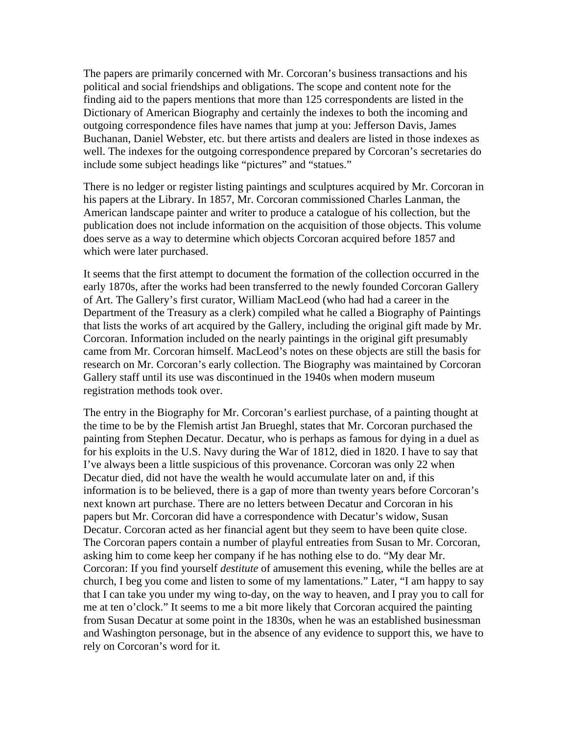The papers are primarily concerned with Mr. Corcoran's business transactions and his political and social friendships and obligations. The scope and content note for the finding aid to the papers mentions that more than 125 correspondents are listed in the Dictionary of American Biography and certainly the indexes to both the incoming and outgoing correspondence files have names that jump at you: Jefferson Davis, James Buchanan, Daniel Webster, etc. but there artists and dealers are listed in those indexes as well. The indexes for the outgoing correspondence prepared by Corcoran's secretaries do include some subject headings like "pictures" and "statues."

There is no ledger or register listing paintings and sculptures acquired by Mr. Corcoran in his papers at the Library. In 1857, Mr. Corcoran commissioned Charles Lanman, the American landscape painter and writer to produce a catalogue of his collection, but the publication does not include information on the acquisition of those objects. This volume does serve as a way to determine which objects Corcoran acquired before 1857 and which were later purchased.

It seems that the first attempt to document the formation of the collection occurred in the early 1870s, after the works had been transferred to the newly founded Corcoran Gallery of Art. The Gallery's first curator, William MacLeod (who had had a career in the Department of the Treasury as a clerk) compiled what he called a Biography of Paintings that lists the works of art acquired by the Gallery, including the original gift made by Mr. Corcoran. Information included on the nearly paintings in the original gift presumably came from Mr. Corcoran himself. MacLeod's notes on these objects are still the basis for research on Mr. Corcoran's early collection. The Biography was maintained by Corcoran Gallery staff until its use was discontinued in the 1940s when modern museum registration methods took over.

The entry in the Biography for Mr. Corcoran's earliest purchase, of a painting thought at the time to be by the Flemish artist Jan Brueghl, states that Mr. Corcoran purchased the painting from Stephen Decatur. Decatur, who is perhaps as famous for dying in a duel as for his exploits in the U.S. Navy during the War of 1812, died in 1820. I have to say that I've always been a little suspicious of this provenance. Corcoran was only 22 when Decatur died, did not have the wealth he would accumulate later on and, if this information is to be believed, there is a gap of more than twenty years before Corcoran's next known art purchase. There are no letters between Decatur and Corcoran in his papers but Mr. Corcoran did have a correspondence with Decatur's widow, Susan Decatur. Corcoran acted as her financial agent but they seem to have been quite close. The Corcoran papers contain a number of playful entreaties from Susan to Mr. Corcoran, asking him to come keep her company if he has nothing else to do. "My dear Mr. Corcoran: If you find yourself *destitute* of amusement this evening, while the belles are at church, I beg you come and listen to some of my lamentations." Later, "I am happy to say that I can take you under my wing to-day, on the way to heaven, and I pray you to call for me at ten o'clock." It seems to me a bit more likely that Corcoran acquired the painting from Susan Decatur at some point in the 1830s, when he was an established businessman and Washington personage, but in the absence of any evidence to support this, we have to rely on Corcoran's word for it.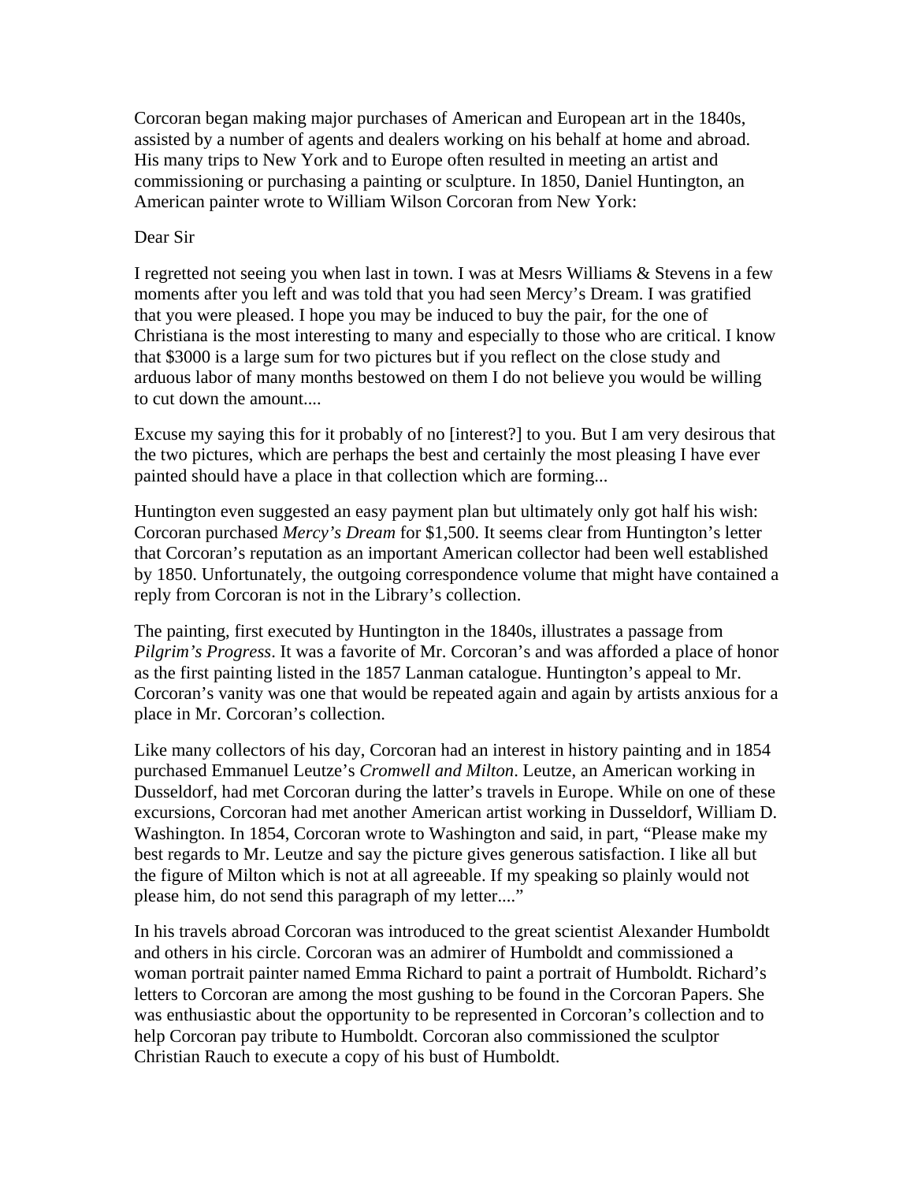Corcoran began making major purchases of American and European art in the 1840s, assisted by a number of agents and dealers working on his behalf at home and abroad. His many trips to New York and to Europe often resulted in meeting an artist and commissioning or purchasing a painting or sculpture. In 1850, Daniel Huntington, an American painter wrote to William Wilson Corcoran from New York:

Dear Sir

I regretted not seeing you when last in town. I was at Mesrs Williams & Stevens in a few moments after you left and was told that you had seen Mercy's Dream. I was gratified that you were pleased. I hope you may be induced to buy the pair, for the one of Christiana is the most interesting to many and especially to those who are critical. I know that $3000 is a large sum for two pictures but if you reflect on the close study and arduous labor of many months bestowed on them I do not believe you would be willing to cut down the amount....

Excuse my saying this for it probably of no [interest?] to you. But I am very desirous that the two pictures, which are perhaps the best and certainly the most pleasing I have ever painted should have a place in that collection which are forming...

Huntington even suggested an easy payment plan but ultimately only got half his wish: Corcoran purchased *Mercy's Dream* for $1,500. It seems clear from Huntington's letter that Corcoran's reputation as an important American collector had been well established by 1850. Unfortunately, the outgoing correspondence volume that might have contained a reply from Corcoran is not in the Library's collection.

The painting, first executed by Huntington in the 1840s, illustrates a passage from *Pilgrim's Progress*. It was a favorite of Mr. Corcoran's and was afforded a place of honor as the first painting listed in the 1857 Lanman catalogue. Huntington's appeal to Mr. Corcoran's vanity was one that would be repeated again and again by artists anxious for a place in Mr. Corcoran's collection.

Like many collectors of his day, Corcoran had an interest in history painting and in 1854 purchased Emmanuel Leutze's *Cromwell and Milton*. Leutze, an American working in Dusseldorf, had met Corcoran during the latter's travels in Europe. While on one of these excursions, Corcoran had met another American artist working in Dusseldorf, William D. Washington. In 1854, Corcoran wrote to Washington and said, in part, "Please make my best regards to Mr. Leutze and say the picture gives generous satisfaction. I like all but the figure of Milton which is not at all agreeable. If my speaking so plainly would not please him, do not send this paragraph of my letter...."

In his travels abroad Corcoran was introduced to the great scientist Alexander Humboldt and others in his circle. Corcoran was an admirer of Humboldt and commissioned a woman portrait painter named Emma Richard to paint a portrait of Humboldt. Richard's letters to Corcoran are among the most gushing to be found in the Corcoran Papers. She was enthusiastic about the opportunity to be represented in Corcoran's collection and to help Corcoran pay tribute to Humboldt. Corcoran also commissioned the sculptor Christian Rauch to execute a copy of his bust of Humboldt.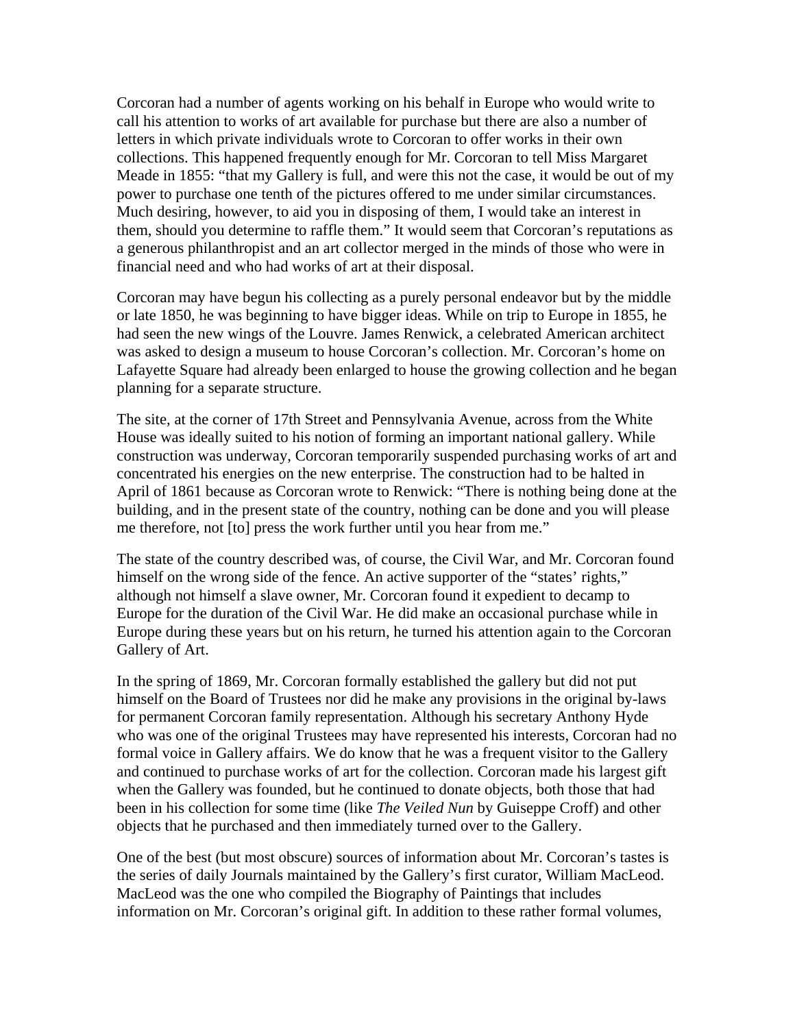Corcoran had a number of agents working on his behalf in Europe who would write to call his attention to works of art available for purchase but there are also a number of letters in which private individuals wrote to Corcoran to offer works in their own collections. This happened frequently enough for Mr. Corcoran to tell Miss Margaret Meade in 1855: "that my Gallery is full, and were this not the case, it would be out of my power to purchase one tenth of the pictures offered to me under similar circumstances. Much desiring, however, to aid you in disposing of them, I would take an interest in them, should you determine to raffle them." It would seem that Corcoran's reputations as a generous philanthropist and an art collector merged in the minds of those who were in financial need and who had works of art at their disposal.

Corcoran may have begun his collecting as a purely personal endeavor but by the middle or late 1850, he was beginning to have bigger ideas. While on trip to Europe in 1855, he had seen the new wings of the Louvre. James Renwick, a celebrated American architect was asked to design a museum to house Corcoran's collection. Mr. Corcoran's home on Lafayette Square had already been enlarged to house the growing collection and he began planning for a separate structure.

The site, at the corner of 17th Street and Pennsylvania Avenue, across from the White House was ideally suited to his notion of forming an important national gallery. While construction was underway, Corcoran temporarily suspended purchasing works of art and concentrated his energies on the new enterprise. The construction had to be halted in April of 1861 because as Corcoran wrote to Renwick: "There is nothing being done at the building, and in the present state of the country, nothing can be done and you will please me therefore, not [to] press the work further until you hear from me."

The state of the country described was, of course, the Civil War, and Mr. Corcoran found himself on the wrong side of the fence. An active supporter of the "states' rights," although not himself a slave owner, Mr. Corcoran found it expedient to decamp to Europe for the duration of the Civil War. He did make an occasional purchase while in Europe during these years but on his return, he turned his attention again to the Corcoran Gallery of Art.

In the spring of 1869, Mr. Corcoran formally established the gallery but did not put himself on the Board of Trustees nor did he make any provisions in the original by-laws for permanent Corcoran family representation. Although his secretary Anthony Hyde who was one of the original Trustees may have represented his interests, Corcoran had no formal voice in Gallery affairs. We do know that he was a frequent visitor to the Gallery and continued to purchase works of art for the collection. Corcoran made his largest gift when the Gallery was founded, but he continued to donate objects, both those that had been in his collection for some time (like *The Veiled Nun* by Guiseppe Croff) and other objects that he purchased and then immediately turned over to the Gallery.

One of the best (but most obscure) sources of information about Mr. Corcoran's tastes is the series of daily Journals maintained by the Gallery's first curator, William MacLeod. MacLeod was the one who compiled the Biography of Paintings that includes information on Mr. Corcoran's original gift. In addition to these rather formal volumes,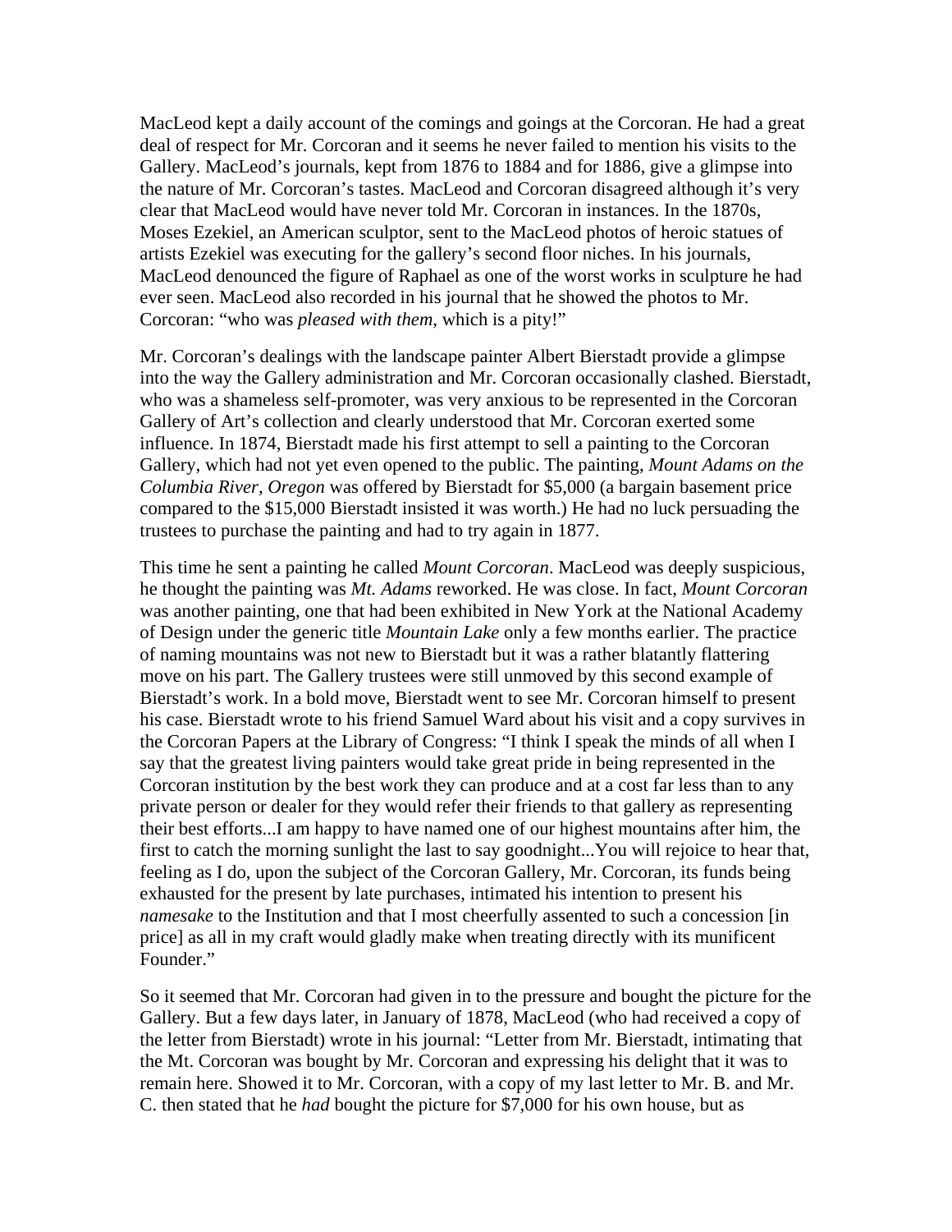MacLeod kept a daily account of the comings and goings at the Corcoran. He had a great deal of respect for Mr. Corcoran and it seems he never failed to mention his visits to the Gallery. MacLeod's journals, kept from 1876 to 1884 and for 1886, give a glimpse into the nature of Mr. Corcoran's tastes. MacLeod and Corcoran disagreed although it's very clear that MacLeod would have never told Mr. Corcoran in instances. In the 1870s, Moses Ezekiel, an American sculptor, sent to the MacLeod photos of heroic statues of artists Ezekiel was executing for the gallery's second floor niches. In his journals, MacLeod denounced the figure of Raphael as one of the worst works in sculpture he had ever seen. MacLeod also recorded in his journal that he showed the photos to Mr. Corcoran: "who was *pleased with them*, which is a pity!"

Mr. Corcoran's dealings with the landscape painter Albert Bierstadt provide a glimpse into the way the Gallery administration and Mr. Corcoran occasionally clashed. Bierstadt, who was a shameless self-promoter, was very anxious to be represented in the Corcoran Gallery of Art's collection and clearly understood that Mr. Corcoran exerted some influence. In 1874, Bierstadt made his first attempt to sell a painting to the Corcoran Gallery, which had not yet even opened to the public. The painting, *Mount Adams on the Columbia River, Oregon* was offered by Bierstadt for $5,000 (a bargain basement price compared to the $15,000 Bierstadt insisted it was worth.) He had no luck persuading the trustees to purchase the painting and had to try again in 1877.

This time he sent a painting he called *Mount Corcoran*. MacLeod was deeply suspicious, he thought the painting was *Mt. Adams* reworked. He was close. In fact, *Mount Corcoran* was another painting, one that had been exhibited in New York at the National Academy of Design under the generic title *Mountain Lake* only a few months earlier. The practice of naming mountains was not new to Bierstadt but it was a rather blatantly flattering move on his part. The Gallery trustees were still unmoved by this second example of Bierstadt's work. In a bold move, Bierstadt went to see Mr. Corcoran himself to present his case. Bierstadt wrote to his friend Samuel Ward about his visit and a copy survives in the Corcoran Papers at the Library of Congress: "I think I speak the minds of all when I say that the greatest living painters would take great pride in being represented in the Corcoran institution by the best work they can produce and at a cost far less than to any private person or dealer for they would refer their friends to that gallery as representing their best efforts...I am happy to have named one of our highest mountains after him, the first to catch the morning sunlight the last to say goodnight...You will rejoice to hear that, feeling as I do, upon the subject of the Corcoran Gallery, Mr. Corcoran, its funds being exhausted for the present by late purchases, intimated his intention to present his *namesake* to the Institution and that I most cheerfully assented to such a concession [in price] as all in my craft would gladly make when treating directly with its munificent Founder."

So it seemed that Mr. Corcoran had given in to the pressure and bought the picture for the Gallery. But a few days later, in January of 1878, MacLeod (who had received a copy of the letter from Bierstadt) wrote in his journal: "Letter from Mr. Bierstadt, intimating that the Mt. Corcoran was bought by Mr. Corcoran and expressing his delight that it was to remain here. Showed it to Mr. Corcoran, with a copy of my last letter to Mr. B. and Mr. C. then stated that he *had* bought the picture for $7,000 for his own house, but as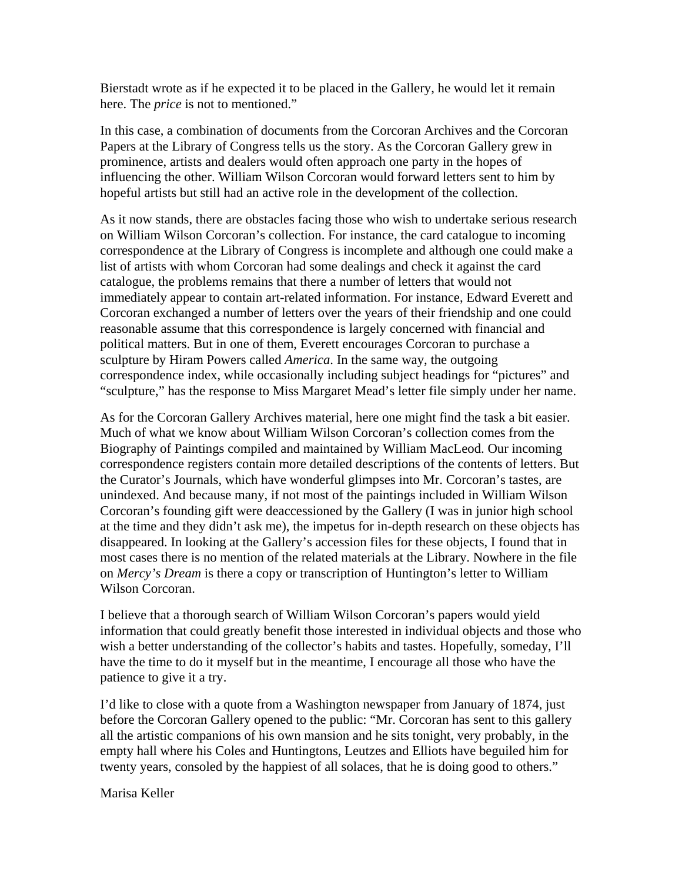Bierstadt wrote as if he expected it to be placed in the Gallery, he would let it remain here. The *price* is not to mentioned."

In this case, a combination of documents from the Corcoran Archives and the Corcoran Papers at the Library of Congress tells us the story. As the Corcoran Gallery grew in prominence, artists and dealers would often approach one party in the hopes of influencing the other. William Wilson Corcoran would forward letters sent to him by hopeful artists but still had an active role in the development of the collection.

As it now stands, there are obstacles facing those who wish to undertake serious research on William Wilson Corcoran's collection. For instance, the card catalogue to incoming correspondence at the Library of Congress is incomplete and although one could make a list of artists with whom Corcoran had some dealings and check it against the card catalogue, the problems remains that there a number of letters that would not immediately appear to contain art-related information. For instance, Edward Everett and Corcoran exchanged a number of letters over the years of their friendship and one could reasonable assume that this correspondence is largely concerned with financial and political matters. But in one of them, Everett encourages Corcoran to purchase a sculpture by Hiram Powers called *America*. In the same way, the outgoing correspondence index, while occasionally including subject headings for "pictures" and "sculpture," has the response to Miss Margaret Mead's letter file simply under her name.

As for the Corcoran Gallery Archives material, here one might find the task a bit easier. Much of what we know about William Wilson Corcoran's collection comes from the Biography of Paintings compiled and maintained by William MacLeod. Our incoming correspondence registers contain more detailed descriptions of the contents of letters. But the Curator's Journals, which have wonderful glimpses into Mr. Corcoran's tastes, are unindexed. And because many, if not most of the paintings included in William Wilson Corcoran's founding gift were deaccessioned by the Gallery (I was in junior high school at the time and they didn't ask me), the impetus for in-depth research on these objects has disappeared. In looking at the Gallery's accession files for these objects, I found that in most cases there is no mention of the related materials at the Library. Nowhere in the file on *Mercy's Dream* is there a copy or transcription of Huntington's letter to William Wilson Corcoran.

I believe that a thorough search of William Wilson Corcoran's papers would yield information that could greatly benefit those interested in individual objects and those who wish a better understanding of the collector's habits and tastes. Hopefully, someday, I'll have the time to do it myself but in the meantime, I encourage all those who have the patience to give it a try.

I'd like to close with a quote from a Washington newspaper from January of 1874, just before the Corcoran Gallery opened to the public: "Mr. Corcoran has sent to this gallery all the artistic companions of his own mansion and he sits tonight, very probably, in the empty hall where his Coles and Huntingtons, Leutzes and Elliots have beguiled him for twenty years, consoled by the happiest of all solaces, that he is doing good to others."

Marisa Keller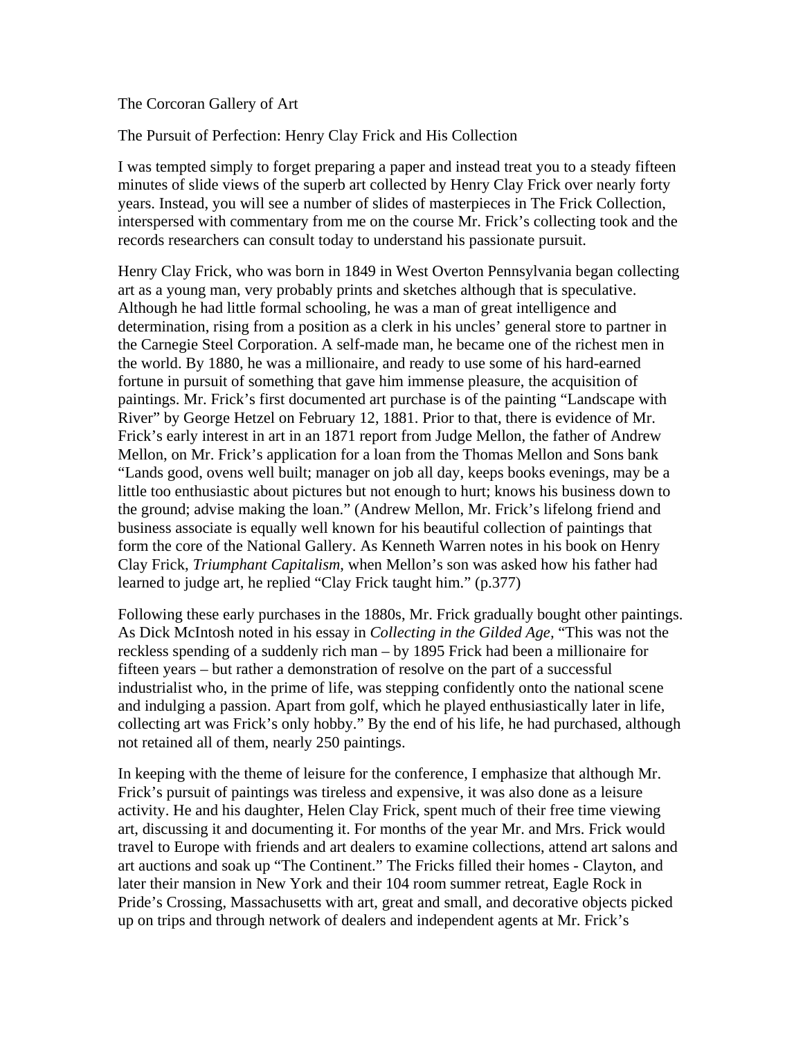The Corcoran Gallery of Art

The Pursuit of Perfection: Henry Clay Frick and His Collection

I was tempted simply to forget preparing a paper and instead treat you to a steady fifteen minutes of slide views of the superb art collected by Henry Clay Frick over nearly forty years. Instead, you will see a number of slides of masterpieces in The Frick Collection, interspersed with commentary from me on the course Mr. Frick's collecting took and the records researchers can consult today to understand his passionate pursuit.

Henry Clay Frick, who was born in 1849 in West Overton Pennsylvania began collecting art as a young man, very probably prints and sketches although that is speculative. Although he had little formal schooling, he was a man of great intelligence and determination, rising from a position as a clerk in his uncles' general store to partner in the Carnegie Steel Corporation. A self-made man, he became one of the richest men in the world. By 1880, he was a millionaire, and ready to use some of his hard-earned fortune in pursuit of something that gave him immense pleasure, the acquisition of paintings. Mr. Frick's first documented art purchase is of the painting "Landscape with River" by George Hetzel on February 12, 1881. Prior to that, there is evidence of Mr. Frick's early interest in art in an 1871 report from Judge Mellon, the father of Andrew Mellon, on Mr. Frick's application for a loan from the Thomas Mellon and Sons bank "Lands good, ovens well built; manager on job all day, keeps books evenings, may be a little too enthusiastic about pictures but not enough to hurt; knows his business down to the ground; advise making the loan." (Andrew Mellon, Mr. Frick's lifelong friend and business associate is equally well known for his beautiful collection of paintings that form the core of the National Gallery. As Kenneth Warren notes in his book on Henry Clay Frick, *Triumphant Capitalism*, when Mellon's son was asked how his father had learned to judge art, he replied "Clay Frick taught him." (p.377)

Following these early purchases in the 1880s, Mr. Frick gradually bought other paintings. As Dick McIntosh noted in his essay in *Collecting in the Gilded Age*, "This was not the reckless spending of a suddenly rich man – by 1895 Frick had been a millionaire for fifteen years – but rather a demonstration of resolve on the part of a successful industrialist who, in the prime of life, was stepping confidently onto the national scene and indulging a passion. Apart from golf, which he played enthusiastically later in life, collecting art was Frick's only hobby." By the end of his life, he had purchased, although not retained all of them, nearly 250 paintings.

In keeping with the theme of leisure for the conference, I emphasize that although Mr. Frick's pursuit of paintings was tireless and expensive, it was also done as a leisure activity. He and his daughter, Helen Clay Frick, spent much of their free time viewing art, discussing it and documenting it. For months of the year Mr. and Mrs. Frick would travel to Europe with friends and art dealers to examine collections, attend art salons and art auctions and soak up "The Continent." The Fricks filled their homes - Clayton, and later their mansion in New York and their 104 room summer retreat, Eagle Rock in Pride's Crossing, Massachusetts with art, great and small, and decorative objects picked up on trips and through network of dealers and independent agents at Mr. Frick's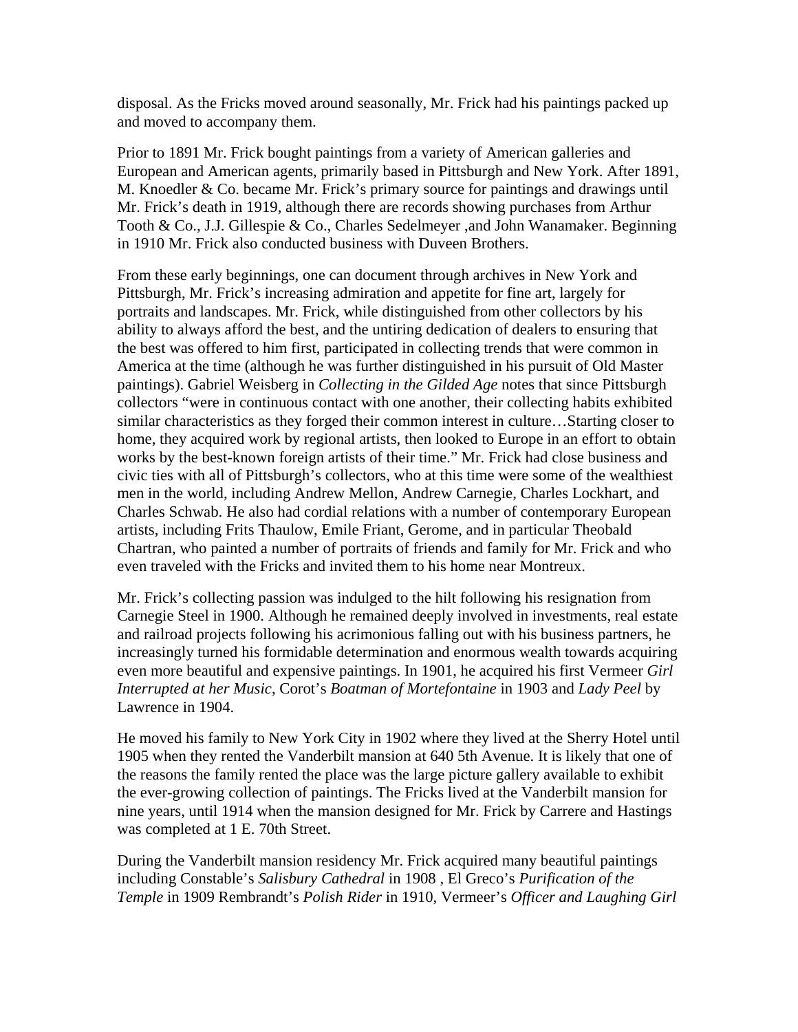disposal. As the Fricks moved around seasonally, Mr. Frick had his paintings packed up and moved to accompany them.

Prior to 1891 Mr. Frick bought paintings from a variety of American galleries and European and American agents, primarily based in Pittsburgh and New York. After 1891, M. Knoedler & Co. became Mr. Frick's primary source for paintings and drawings until Mr. Frick's death in 1919, although there are records showing purchases from Arthur Tooth & Co., J.J. Gillespie & Co., Charles Sedelmeyer ,and John Wanamaker. Beginning in 1910 Mr. Frick also conducted business with Duveen Brothers.

From these early beginnings, one can document through archives in New York and Pittsburgh, Mr. Frick's increasing admiration and appetite for fine art, largely for portraits and landscapes. Mr. Frick, while distinguished from other collectors by his ability to always afford the best, and the untiring dedication of dealers to ensuring that the best was offered to him first, participated in collecting trends that were common in America at the time (although he was further distinguished in his pursuit of Old Master paintings). Gabriel Weisberg in *Collecting in the Gilded Age* notes that since Pittsburgh collectors "were in continuous contact with one another, their collecting habits exhibited similar characteristics as they forged their common interest in culture…Starting closer to home, they acquired work by regional artists, then looked to Europe in an effort to obtain works by the best-known foreign artists of their time." Mr. Frick had close business and civic ties with all of Pittsburgh's collectors, who at this time were some of the wealthiest men in the world, including Andrew Mellon, Andrew Carnegie, Charles Lockhart, and Charles Schwab. He also had cordial relations with a number of contemporary European artists, including Frits Thaulow, Emile Friant, Gerome, and in particular Theobald Chartran, who painted a number of portraits of friends and family for Mr. Frick and who even traveled with the Fricks and invited them to his home near Montreux.

Mr. Frick's collecting passion was indulged to the hilt following his resignation from Carnegie Steel in 1900. Although he remained deeply involved in investments, real estate and railroad projects following his acrimonious falling out with his business partners, he increasingly turned his formidable determination and enormous wealth towards acquiring even more beautiful and expensive paintings. In 1901, he acquired his first Vermeer *Girl Interrupted at her Music*, Corot's *Boatman of Mortefontaine* in 1903 and *Lady Peel* by Lawrence in 1904.

He moved his family to New York City in 1902 where they lived at the Sherry Hotel until 1905 when they rented the Vanderbilt mansion at 640 5th Avenue. It is likely that one of the reasons the family rented the place was the large picture gallery available to exhibit the ever-growing collection of paintings. The Fricks lived at the Vanderbilt mansion for nine years, until 1914 when the mansion designed for Mr. Frick by Carrere and Hastings was completed at 1 E. 70th Street.

During the Vanderbilt mansion residency Mr. Frick acquired many beautiful paintings including Constable's *Salisbury Cathedral* in 1908 , El Greco's *Purification of the Temple* in 1909 Rembrandt's *Polish Rider* in 1910, Vermeer's *Officer and Laughing Girl*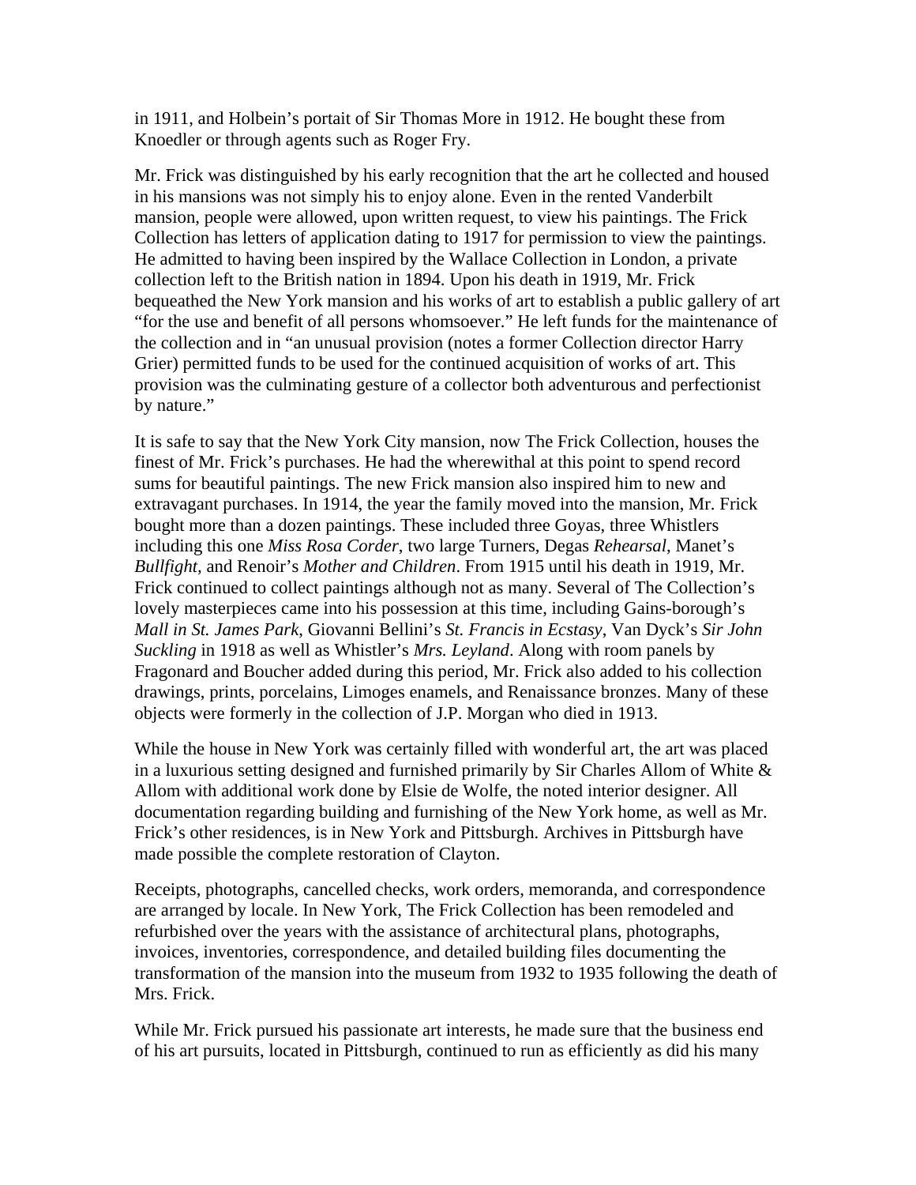in 1911, and Holbein's portait of Sir Thomas More in 1912. He bought these from Knoedler or through agents such as Roger Fry.

Mr. Frick was distinguished by his early recognition that the art he collected and housed in his mansions was not simply his to enjoy alone. Even in the rented Vanderbilt mansion, people were allowed, upon written request, to view his paintings. The Frick Collection has letters of application dating to 1917 for permission to view the paintings. He admitted to having been inspired by the Wallace Collection in London, a private collection left to the British nation in 1894. Upon his death in 1919, Mr. Frick bequeathed the New York mansion and his works of art to establish a public gallery of art "for the use and benefit of all persons whomsoever." He left funds for the maintenance of the collection and in "an unusual provision (notes a former Collection director Harry Grier) permitted funds to be used for the continued acquisition of works of art. This provision was the culminating gesture of a collector both adventurous and perfectionist by nature."

It is safe to say that the New York City mansion, now The Frick Collection, houses the finest of Mr. Frick's purchases. He had the wherewithal at this point to spend record sums for beautiful paintings. The new Frick mansion also inspired him to new and extravagant purchases. In 1914, the year the family moved into the mansion, Mr. Frick bought more than a dozen paintings. These included three Goyas, three Whistlers including this one *Miss Rosa Corder*, two large Turners, Degas *Rehearsal*, Manet's *Bullfight,* and Renoir's *Mother and Children*. From 1915 until his death in 1919, Mr. Frick continued to collect paintings although not as many. Several of The Collection's lovely masterpieces came into his possession at this time, including Gains-borough's *Mall in St. James Park*, Giovanni Bellini's *St. Francis in Ecstasy*, Van Dyck's *Sir John Suckling* in 1918 as well as Whistler's *Mrs. Leyland*. Along with room panels by Fragonard and Boucher added during this period, Mr. Frick also added to his collection drawings, prints, porcelains, Limoges enamels, and Renaissance bronzes. Many of these objects were formerly in the collection of J.P. Morgan who died in 1913.

While the house in New York was certainly filled with wonderful art, the art was placed in a luxurious setting designed and furnished primarily by Sir Charles Allom of White & Allom with additional work done by Elsie de Wolfe, the noted interior designer. All documentation regarding building and furnishing of the New York home, as well as Mr. Frick's other residences, is in New York and Pittsburgh. Archives in Pittsburgh have made possible the complete restoration of Clayton.

Receipts, photographs, cancelled checks, work orders, memoranda, and correspondence are arranged by locale. In New York, The Frick Collection has been remodeled and refurbished over the years with the assistance of architectural plans, photographs, invoices, inventories, correspondence, and detailed building files documenting the transformation of the mansion into the museum from 1932 to 1935 following the death of Mrs. Frick.

While Mr. Frick pursued his passionate art interests, he made sure that the business end of his art pursuits, located in Pittsburgh, continued to run as efficiently as did his many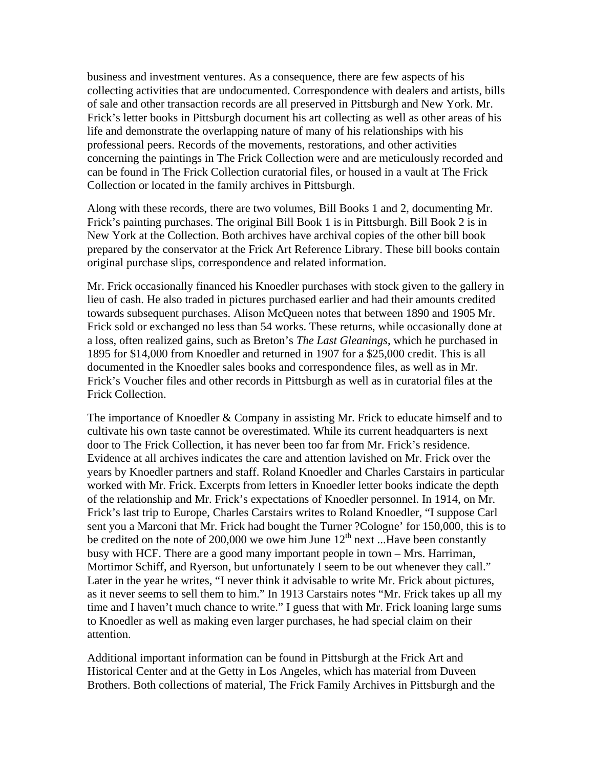business and investment ventures. As a consequence, there are few aspects of his collecting activities that are undocumented. Correspondence with dealers and artists, bills of sale and other transaction records are all preserved in Pittsburgh and New York. Mr. Frick's letter books in Pittsburgh document his art collecting as well as other areas of his life and demonstrate the overlapping nature of many of his relationships with his professional peers. Records of the movements, restorations, and other activities concerning the paintings in The Frick Collection were and are meticulously recorded and can be found in The Frick Collection curatorial files, or housed in a vault at The Frick Collection or located in the family archives in Pittsburgh.

Along with these records, there are two volumes, Bill Books 1 and 2, documenting Mr. Frick's painting purchases. The original Bill Book 1 is in Pittsburgh. Bill Book 2 is in New York at the Collection. Both archives have archival copies of the other bill book prepared by the conservator at the Frick Art Reference Library. These bill books contain original purchase slips, correspondence and related information.

Mr. Frick occasionally financed his Knoedler purchases with stock given to the gallery in lieu of cash. He also traded in pictures purchased earlier and had their amounts credited towards subsequent purchases. Alison McQueen notes that between 1890 and 1905 Mr. Frick sold or exchanged no less than 54 works. These returns, while occasionally done at a loss, often realized gains, such as Breton's *The Last Gleanings*, which he purchased in 1895 for $14,000 from Knoedler and returned in 1907 for a $25,000 credit. This is all documented in the Knoedler sales books and correspondence files, as well as in Mr. Frick's Voucher files and other records in Pittsburgh as well as in curatorial files at the Frick Collection.

The importance of Knoedler & Company in assisting Mr. Frick to educate himself and to cultivate his own taste cannot be overestimated. While its current headquarters is next door to The Frick Collection, it has never been too far from Mr. Frick's residence. Evidence at all archives indicates the care and attention lavished on Mr. Frick over the years by Knoedler partners and staff. Roland Knoedler and Charles Carstairs in particular worked with Mr. Frick. Excerpts from letters in Knoedler letter books indicate the depth of the relationship and Mr. Frick's expectations of Knoedler personnel. In 1914, on Mr. Frick's last trip to Europe, Charles Carstairs writes to Roland Knoedler, "I suppose Carl sent you a Marconi that Mr. Frick had bought the Turner ?Cologne' for 150,000, this is to be credited on the note of 200,000 we owe him June 12th next ...Have been constantly busy with HCF. There are a good many important people in town – Mrs. Harriman, Mortimor Schiff, and Ryerson, but unfortunately I seem to be out whenever they call." Later in the year he writes, "I never think it advisable to write Mr. Frick about pictures, as it never seems to sell them to him." In 1913 Carstairs notes "Mr. Frick takes up all my time and I haven't much chance to write." I guess that with Mr. Frick loaning large sums to Knoedler as well as making even larger purchases, he had special claim on their attention.

Additional important information can be found in Pittsburgh at the Frick Art and Historical Center and at the Getty in Los Angeles, which has material from Duveen Brothers. Both collections of material, The Frick Family Archives in Pittsburgh and the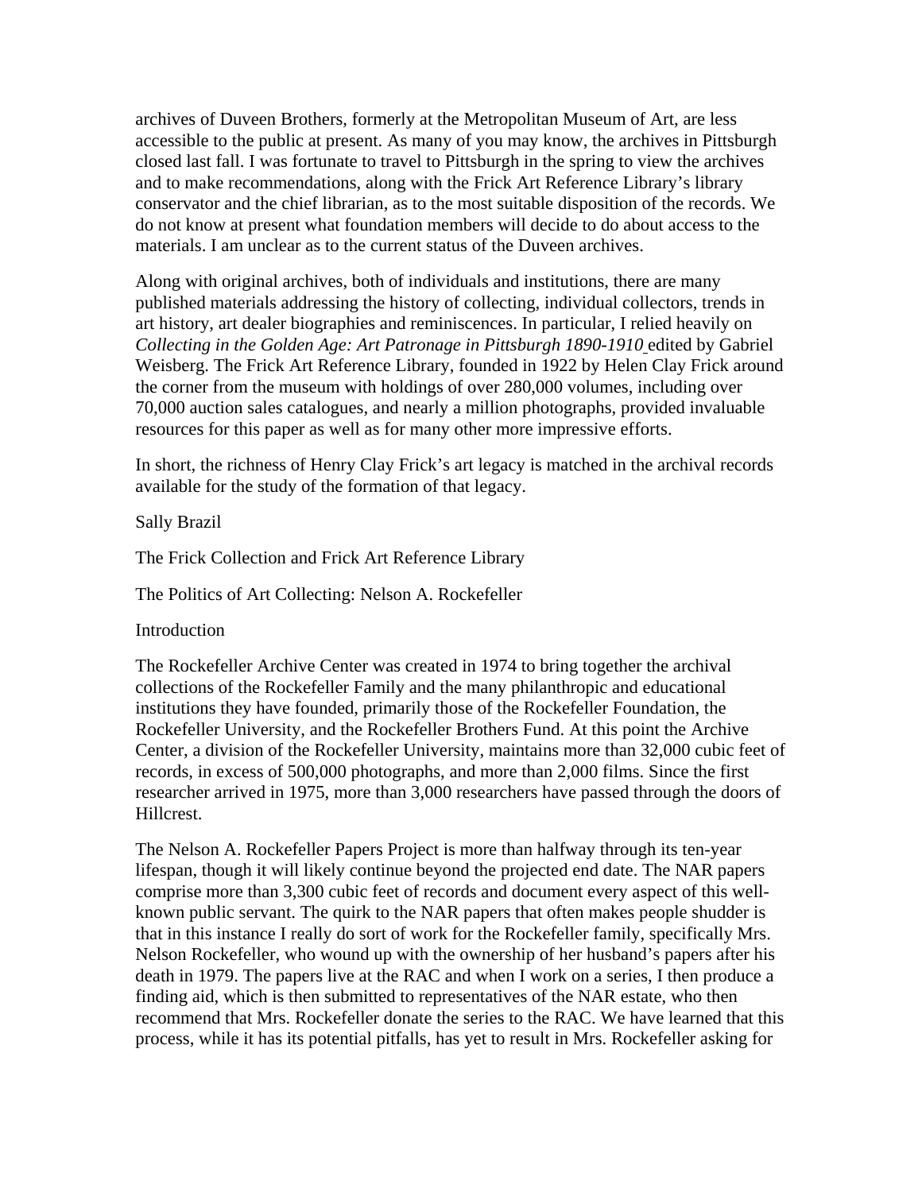archives of Duveen Brothers, formerly at the Metropolitan Museum of Art, are less accessible to the public at present. As many of you may know, the archives in Pittsburgh closed last fall. I was fortunate to travel to Pittsburgh in the spring to view the archives and to make recommendations, along with the Frick Art Reference Library's library conservator and the chief librarian, as to the most suitable disposition of the records. We do not know at present what foundation members will decide to do about access to the materials. I am unclear as to the current status of the Duveen archives.

Along with original archives, both of individuals and institutions, there are many published materials addressing the history of collecting, individual collectors, trends in art history, art dealer biographies and reminiscences. In particular, I relied heavily on *Collecting in the Golden Age: Art Patronage in Pittsburgh 1890-1910* edited by Gabriel Weisberg. The Frick Art Reference Library, founded in 1922 by Helen Clay Frick around the corner from the museum with holdings of over 280,000 volumes, including over 70,000 auction sales catalogues, and nearly a million photographs, provided invaluable resources for this paper as well as for many other more impressive efforts.

In short, the richness of Henry Clay Frick's art legacy is matched in the archival records available for the study of the formation of that legacy.

Sally Brazil

The Frick Collection and Frick Art Reference Library

The Politics of Art Collecting: Nelson A. Rockefeller

Introduction

The Rockefeller Archive Center was created in 1974 to bring together the archival collections of the Rockefeller Family and the many philanthropic and educational institutions they have founded, primarily those of the Rockefeller Foundation, the Rockefeller University, and the Rockefeller Brothers Fund. At this point the Archive Center, a division of the Rockefeller University, maintains more than 32,000 cubic feet of records, in excess of 500,000 photographs, and more than 2,000 films. Since the first researcher arrived in 1975, more than 3,000 researchers have passed through the doors of Hillcrest.

The Nelson A. Rockefeller Papers Project is more than halfway through its ten-year lifespan, though it will likely continue beyond the projected end date. The NAR papers comprise more than 3,300 cubic feet of records and document every aspect of this well-known public servant. The quirk to the NAR papers that often makes people shudder is that in this instance I really do sort of work for the Rockefeller family, specifically Mrs. Nelson Rockefeller, who wound up with the ownership of her husband's papers after his death in 1979. The papers live at the RAC and when I work on a series, I then produce a finding aid, which is then submitted to representatives of the NAR estate, who then recommend that Mrs. Rockefeller donate the series to the RAC. We have learned that this process, while it has its potential pitfalls, has yet to result in Mrs. Rockefeller asking for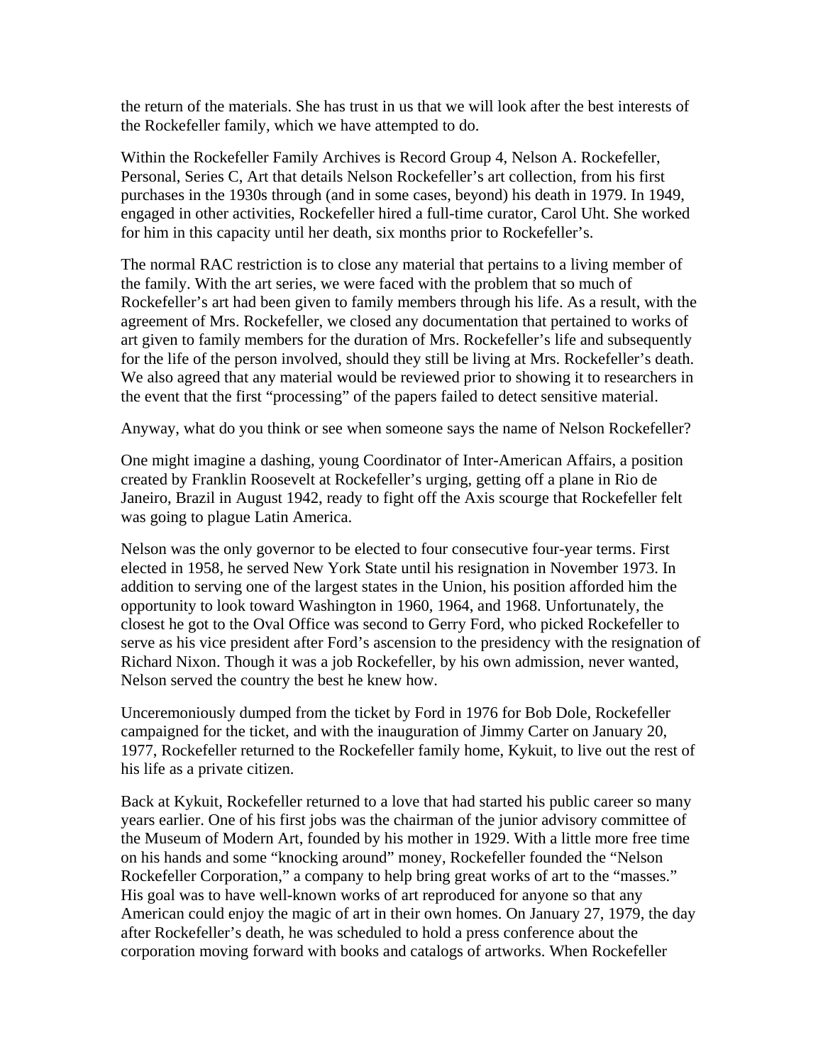the return of the materials. She has trust in us that we will look after the best interests of the Rockefeller family, which we have attempted to do.

Within the Rockefeller Family Archives is Record Group 4, Nelson A. Rockefeller, Personal, Series C, Art that details Nelson Rockefeller's art collection, from his first purchases in the 1930s through (and in some cases, beyond) his death in 1979. In 1949, engaged in other activities, Rockefeller hired a full-time curator, Carol Uht. She worked for him in this capacity until her death, six months prior to Rockefeller's.

The normal RAC restriction is to close any material that pertains to a living member of the family. With the art series, we were faced with the problem that so much of Rockefeller's art had been given to family members through his life. As a result, with the agreement of Mrs. Rockefeller, we closed any documentation that pertained to works of art given to family members for the duration of Mrs. Rockefeller's life and subsequently for the life of the person involved, should they still be living at Mrs. Rockefeller's death. We also agreed that any material would be reviewed prior to showing it to researchers in the event that the first "processing" of the papers failed to detect sensitive material.

Anyway, what do you think or see when someone says the name of Nelson Rockefeller?

One might imagine a dashing, young Coordinator of Inter-American Affairs, a position created by Franklin Roosevelt at Rockefeller's urging, getting off a plane in Rio de Janeiro, Brazil in August 1942, ready to fight off the Axis scourge that Rockefeller felt was going to plague Latin America.

Nelson was the only governor to be elected to four consecutive four-year terms. First elected in 1958, he served New York State until his resignation in November 1973. In addition to serving one of the largest states in the Union, his position afforded him the opportunity to look toward Washington in 1960, 1964, and 1968. Unfortunately, the closest he got to the Oval Office was second to Gerry Ford, who picked Rockefeller to serve as his vice president after Ford's ascension to the presidency with the resignation of Richard Nixon. Though it was a job Rockefeller, by his own admission, never wanted, Nelson served the country the best he knew how.

Unceremoniously dumped from the ticket by Ford in 1976 for Bob Dole, Rockefeller campaigned for the ticket, and with the inauguration of Jimmy Carter on January 20, 1977, Rockefeller returned to the Rockefeller family home, Kykuit, to live out the rest of his life as a private citizen.

Back at Kykuit, Rockefeller returned to a love that had started his public career so many years earlier. One of his first jobs was the chairman of the junior advisory committee of the Museum of Modern Art, founded by his mother in 1929. With a little more free time on his hands and some "knocking around" money, Rockefeller founded the "Nelson Rockefeller Corporation," a company to help bring great works of art to the "masses." His goal was to have well-known works of art reproduced for anyone so that any American could enjoy the magic of art in their own homes. On January 27, 1979, the day after Rockefeller's death, he was scheduled to hold a press conference about the corporation moving forward with books and catalogs of artworks. When Rockefeller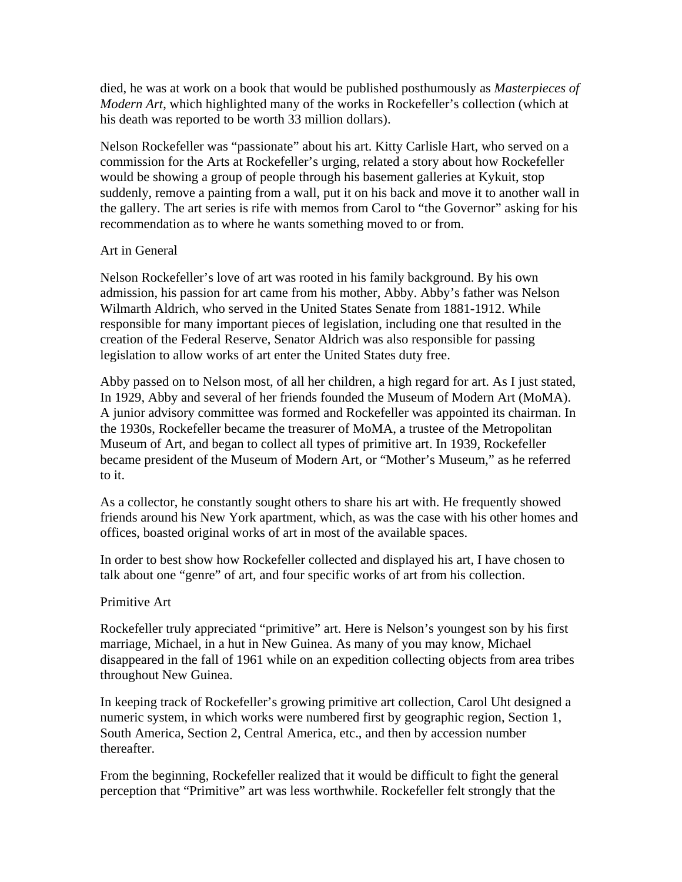died, he was at work on a book that would be published posthumously as *Masterpieces of Modern Art*, which highlighted many of the works in Rockefeller's collection (which at his death was reported to be worth 33 million dollars).

Nelson Rockefeller was "passionate" about his art. Kitty Carlisle Hart, who served on a commission for the Arts at Rockefeller's urging, related a story about how Rockefeller would be showing a group of people through his basement galleries at Kykuit, stop suddenly, remove a painting from a wall, put it on his back and move it to another wall in the gallery. The art series is rife with memos from Carol to "the Governor" asking for his recommendation as to where he wants something moved to or from.

## Art in General

Nelson Rockefeller's love of art was rooted in his family background. By his own admission, his passion for art came from his mother, Abby. Abby's father was Nelson Wilmarth Aldrich, who served in the United States Senate from 1881-1912. While responsible for many important pieces of legislation, including one that resulted in the creation of the Federal Reserve, Senator Aldrich was also responsible for passing legislation to allow works of art enter the United States duty free.

Abby passed on to Nelson most, of all her children, a high regard for art. As I just stated, In 1929, Abby and several of her friends founded the Museum of Modern Art (MoMA). A junior advisory committee was formed and Rockefeller was appointed its chairman. In the 1930s, Rockefeller became the treasurer of MoMA, a trustee of the Metropolitan Museum of Art, and began to collect all types of primitive art. In 1939, Rockefeller became president of the Museum of Modern Art, or "Mother's Museum," as he referred to it.

As a collector, he constantly sought others to share his art with. He frequently showed friends around his New York apartment, which, as was the case with his other homes and offices, boasted original works of art in most of the available spaces.

In order to best show how Rockefeller collected and displayed his art, I have chosen to talk about one "genre" of art, and four specific works of art from his collection.

## Primitive Art

Rockefeller truly appreciated "primitive" art. Here is Nelson's youngest son by his first marriage, Michael, in a hut in New Guinea. As many of you may know, Michael disappeared in the fall of 1961 while on an expedition collecting objects from area tribes throughout New Guinea.

In keeping track of Rockefeller's growing primitive art collection, Carol Uht designed a numeric system, in which works were numbered first by geographic region, Section 1, South America, Section 2, Central America, etc., and then by accession number thereafter.

From the beginning, Rockefeller realized that it would be difficult to fight the general perception that "Primitive" art was less worthwhile. Rockefeller felt strongly that the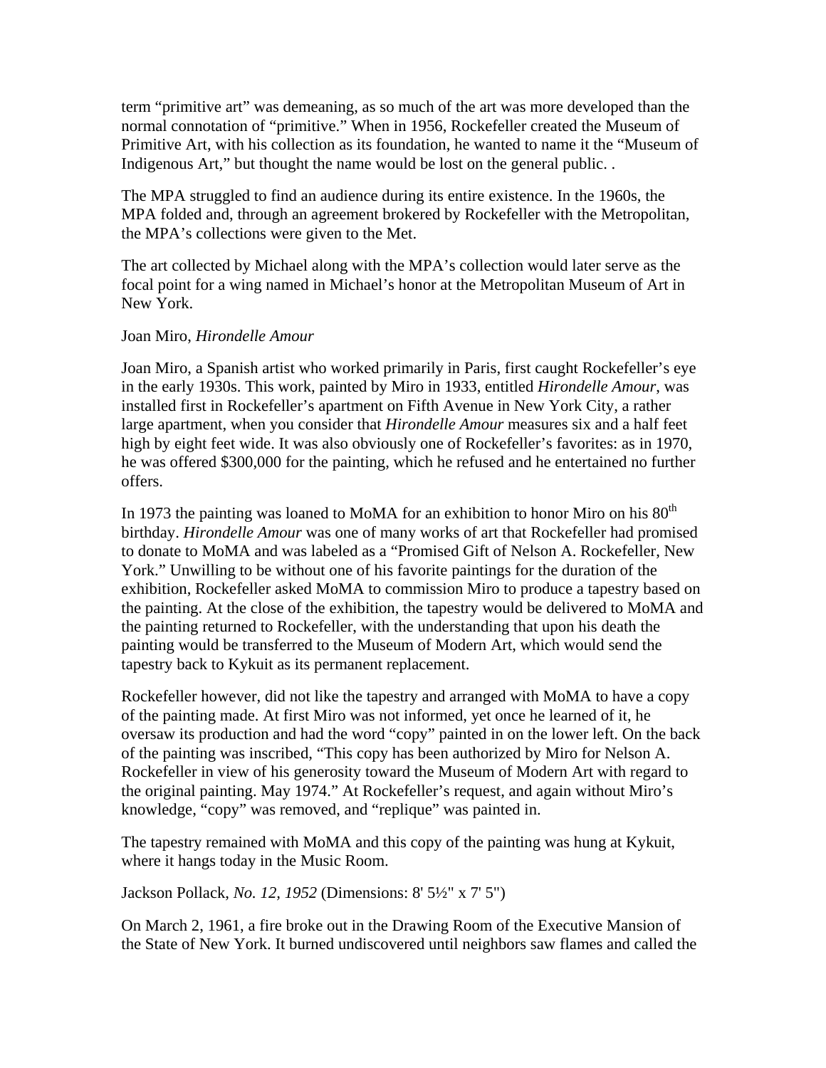term “primitive art” was demeaning, as so much of the art was more developed than the normal connotation of “primitive.” When in 1956, Rockefeller created the Museum of Primitive Art, with his collection as its foundation, he wanted to name it the “Museum of Indigenous Art,” but thought the name would be lost on the general public. .

The MPA struggled to find an audience during its entire existence. In the 1960s, the MPA folded and, through an agreement brokered by Rockefeller with the Metropolitan, the MPA’s collections were given to the Met.

The art collected by Michael along with the MPA’s collection would later serve as the focal point for a wing named in Michael’s honor at the Metropolitan Museum of Art in New York.

Joan Miro, *Hirondelle Amour*

Joan Miro, a Spanish artist who worked primarily in Paris, first caught Rockefeller’s eye in the early 1930s. This work, painted by Miro in 1933, entitled *Hirondelle Amour*, was installed first in Rockefeller’s apartment on Fifth Avenue in New York City, a rather large apartment, when you consider that *Hirondelle Amour* measures six and a half feet high by eight feet wide. It was also obviously one of Rockefeller’s favorites: as in 1970, he was offered $300,000 for the painting, which he refused and he entertained no further offers.

In 1973 the painting was loaned to MoMA for an exhibition to honor Miro on his 80th birthday. *Hirondelle Amour* was one of many works of art that Rockefeller had promised to donate to MoMA and was labeled as a “Promised Gift of Nelson A. Rockefeller, New York.” Unwilling to be without one of his favorite paintings for the duration of the exhibition, Rockefeller asked MoMA to commission Miro to produce a tapestry based on the painting. At the close of the exhibition, the tapestry would be delivered to MoMA and the painting returned to Rockefeller, with the understanding that upon his death the painting would be transferred to the Museum of Modern Art, which would send the tapestry back to Kykuit as its permanent replacement.

Rockefeller however, did not like the tapestry and arranged with MoMA to have a copy of the painting made. At first Miro was not informed, yet once he learned of it, he oversaw its production and had the word “copy” painted in on the lower left. On the back of the painting was inscribed, “This copy has been authorized by Miro for Nelson A. Rockefeller in view of his generosity toward the Museum of Modern Art with regard to the original painting. May 1974.” At Rockefeller’s request, and again without Miro’s knowledge, “copy” was removed, and “replique” was painted in.

The tapestry remained with MoMA and this copy of the painting was hung at Kykuit, where it hangs today in the Music Room.

Jackson Pollack, *No. 12, 1952* (Dimensions: 8' 5½" x 7' 5")

On March 2, 1961, a fire broke out in the Drawing Room of the Executive Mansion of the State of New York. It burned undiscovered until neighbors saw flames and called the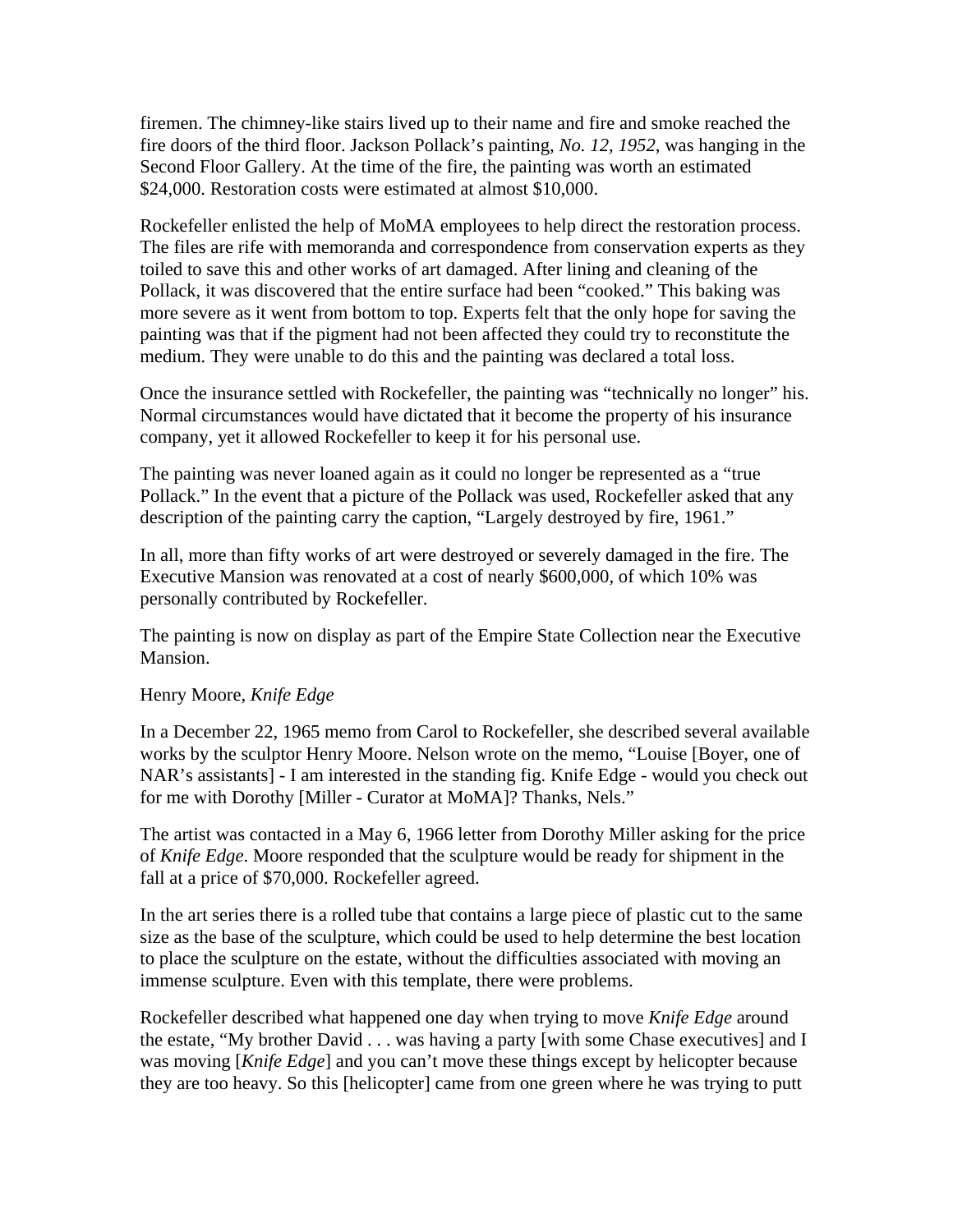firemen. The chimney-like stairs lived up to their name and fire and smoke reached the fire doors of the third floor. Jackson Pollack's painting, *No. 12, 1952*, was hanging in the Second Floor Gallery. At the time of the fire, the painting was worth an estimated $24,000. Restoration costs were estimated at almost $10,000.

Rockefeller enlisted the help of MoMA employees to help direct the restoration process. The files are rife with memoranda and correspondence from conservation experts as they toiled to save this and other works of art damaged. After lining and cleaning of the Pollack, it was discovered that the entire surface had been "cooked." This baking was more severe as it went from bottom to top. Experts felt that the only hope for saving the painting was that if the pigment had not been affected they could try to reconstitute the medium. They were unable to do this and the painting was declared a total loss.

Once the insurance settled with Rockefeller, the painting was "technically no longer" his. Normal circumstances would have dictated that it become the property of his insurance company, yet it allowed Rockefeller to keep it for his personal use.

The painting was never loaned again as it could no longer be represented as a "true Pollack." In the event that a picture of the Pollack was used, Rockefeller asked that any description of the painting carry the caption, "Largely destroyed by fire, 1961."

In all, more than fifty works of art were destroyed or severely damaged in the fire. The Executive Mansion was renovated at a cost of nearly $600,000, of which 10% was personally contributed by Rockefeller.

The painting is now on display as part of the Empire State Collection near the Executive Mansion.

Henry Moore, *Knife Edge*

In a December 22, 1965 memo from Carol to Rockefeller, she described several available works by the sculptor Henry Moore. Nelson wrote on the memo, "Louise [Boyer, one of NAR's assistants] - I am interested in the standing fig. Knife Edge - would you check out for me with Dorothy [Miller - Curator at MoMA]? Thanks, Nels."

The artist was contacted in a May 6, 1966 letter from Dorothy Miller asking for the price of *Knife Edge*. Moore responded that the sculpture would be ready for shipment in the fall at a price of $70,000. Rockefeller agreed.

In the art series there is a rolled tube that contains a large piece of plastic cut to the same size as the base of the sculpture, which could be used to help determine the best location to place the sculpture on the estate, without the difficulties associated with moving an immense sculpture. Even with this template, there were problems.

Rockefeller described what happened one day when trying to move *Knife Edge* around the estate, "My brother David . . . was having a party [with some Chase executives] and I was moving [*Knife Edge*] and you can't move these things except by helicopter because they are too heavy. So this [helicopter] came from one green where he was trying to putt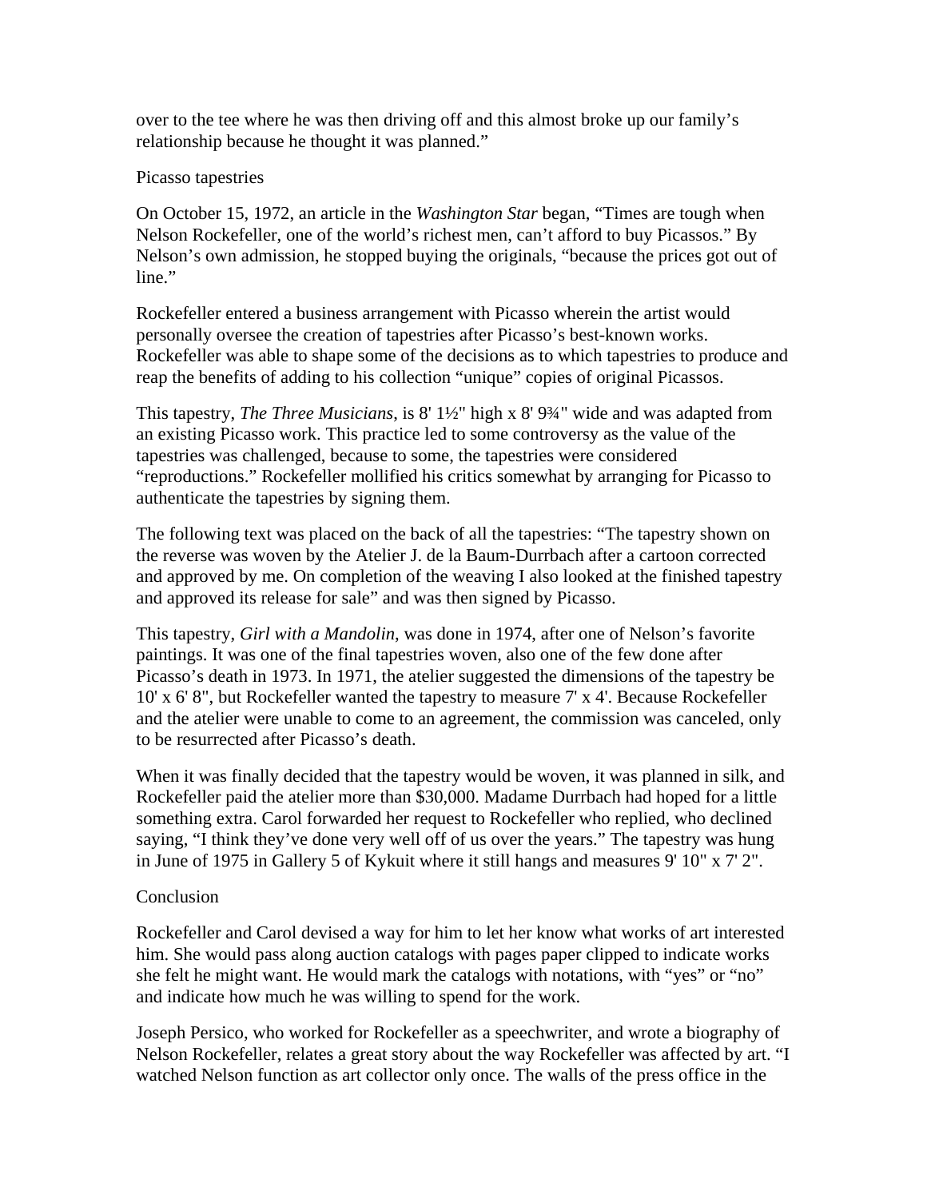over to the tee where he was then driving off and this almost broke up our family's relationship because he thought it was planned."

## Picasso tapestries

On October 15, 1972, an article in the *Washington Star* began, "Times are tough when Nelson Rockefeller, one of the world's richest men, can't afford to buy Picassos." By Nelson's own admission, he stopped buying the originals, "because the prices got out of line."

Rockefeller entered a business arrangement with Picasso wherein the artist would personally oversee the creation of tapestries after Picasso's best-known works. Rockefeller was able to shape some of the decisions as to which tapestries to produce and reap the benefits of adding to his collection "unique" copies of original Picassos.

This tapestry, *The Three Musicians*, is 8' 1½" high x 8' 9¾" wide and was adapted from an existing Picasso work. This practice led to some controversy as the value of the tapestries was challenged, because to some, the tapestries were considered "reproductions." Rockefeller mollified his critics somewhat by arranging for Picasso to authenticate the tapestries by signing them.

The following text was placed on the back of all the tapestries: "The tapestry shown on the reverse was woven by the Atelier J. de la Baum-Durrbach after a cartoon corrected and approved by me. On completion of the weaving I also looked at the finished tapestry and approved its release for sale" and was then signed by Picasso.

This tapestry, *Girl with a Mandolin*, was done in 1974, after one of Nelson's favorite paintings. It was one of the final tapestries woven, also one of the few done after Picasso's death in 1973. In 1971, the atelier suggested the dimensions of the tapestry be 10' x 6' 8", but Rockefeller wanted the tapestry to measure 7' x 4'. Because Rockefeller and the atelier were unable to come to an agreement, the commission was canceled, only to be resurrected after Picasso's death.

When it was finally decided that the tapestry would be woven, it was planned in silk, and Rockefeller paid the atelier more than $30,000. Madame Durrbach had hoped for a little something extra. Carol forwarded her request to Rockefeller who replied, who declined saying, "I think they've done very well off of us over the years." The tapestry was hung in June of 1975 in Gallery 5 of Kykuit where it still hangs and measures 9' 10" x 7' 2".

## Conclusion

Rockefeller and Carol devised a way for him to let her know what works of art interested him. She would pass along auction catalogs with pages paper clipped to indicate works she felt he might want. He would mark the catalogs with notations, with "yes" or "no" and indicate how much he was willing to spend for the work.

Joseph Persico, who worked for Rockefeller as a speechwriter, and wrote a biography of Nelson Rockefeller, relates a great story about the way Rockefeller was affected by art. "I watched Nelson function as art collector only once. The walls of the press office in the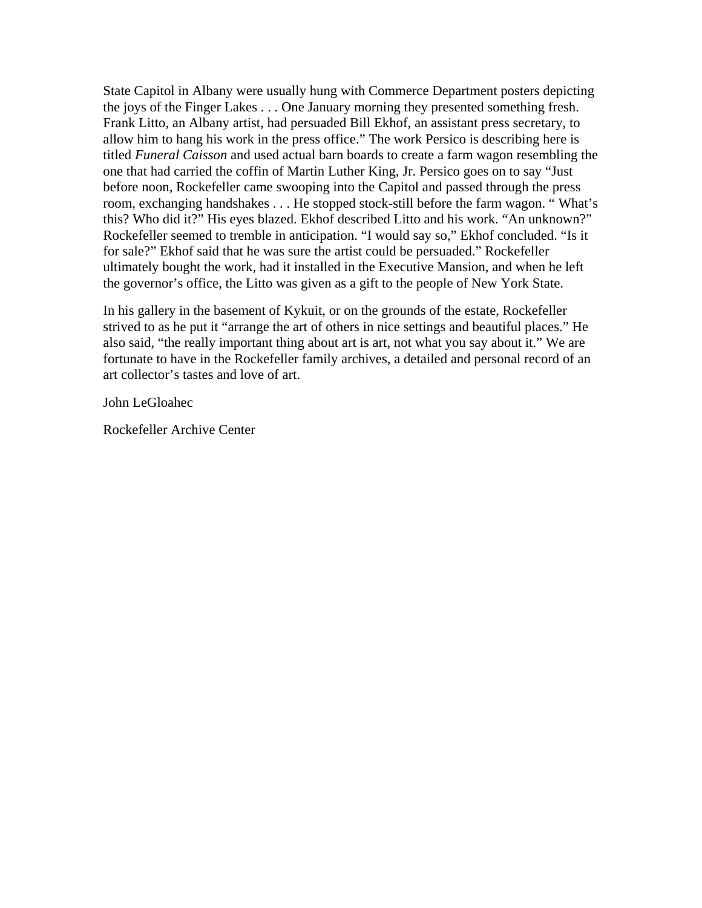State Capitol in Albany were usually hung with Commerce Department posters depicting the joys of the Finger Lakes . . . One January morning they presented something fresh. Frank Litto, an Albany artist, had persuaded Bill Ekhof, an assistant press secretary, to allow him to hang his work in the press office.” The work Persico is describing here is titled *Funeral Caisson* and used actual barn boards to create a farm wagon resembling the one that had carried the coffin of Martin Luther King, Jr. Persico goes on to say “Just before noon, Rockefeller came swooping into the Capitol and passed through the press room, exchanging handshakes . . . He stopped stock-still before the farm wagon. “ What’s this? Who did it?” His eyes blazed. Ekhof described Litto and his work. “An unknown?” Rockefeller seemed to tremble in anticipation. “I would say so,” Ekhof concluded. “Is it for sale?” Ekhof said that he was sure the artist could be persuaded.” Rockefeller ultimately bought the work, had it installed in the Executive Mansion, and when he left the governor’s office, the Litto was given as a gift to the people of New York State.

In his gallery in the basement of Kykuit, or on the grounds of the estate, Rockefeller strived to as he put it “arrange the art of others in nice settings and beautiful places.” He also said, “the really important thing about art is art, not what you say about it.” We are fortunate to have in the Rockefeller family archives, a detailed and personal record of an art collector’s tastes and love of art.

John LeGloahec

Rockefeller Archive Center